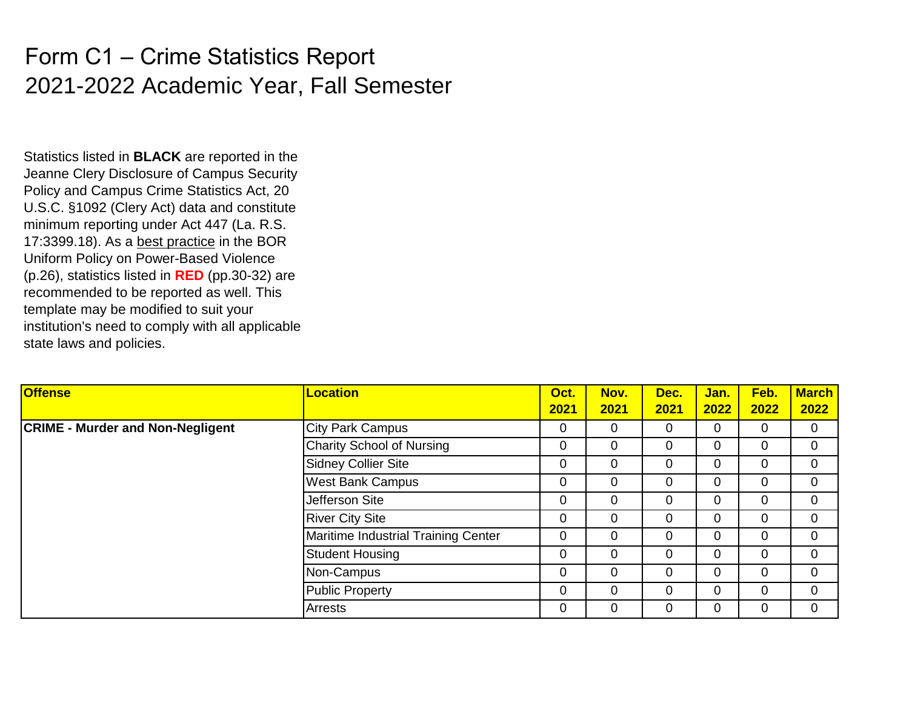# Form C1 – Crime Statistics Report
## 2021-2022 Academic Year, Fall Semester

Statistics listed in **BLACK** are reported in the Jeanne Clery Disclosure of Campus Security Policy and Campus Crime Statistics Act, 20 U.S.C. §1092 (Clery Act) data and constitute minimum reporting under Act 447 (La. R.S. 17:3399.18). As a best practice in the BOR Uniform Policy on Power-Based Violence (p.26), statistics listed in **RED** (pp.30-32) are recommended to be reported as well. This template may be modified to suit your institution's need to comply with all applicable state laws and policies.

| Offense | Location | Oct. 2021 | Nov. 2021 | Dec. 2021 | Jan. 2022 | Feb. 2022 | March 2022 |
|---|---|---|---|---|---|---|---|
| **CRIME - Murder and Non-Negligent** | City Park Campus | 0 | 0 | 0 | 0 | 0 | 0 |
| | Charity School of Nursing | 0 | 0 | 0 | 0 | 0 | 0 |
| | Sidney Collier Site | 0 | 0 | 0 | 0 | 0 | 0 |
| | West Bank Campus | 0 | 0 | 0 | 0 | 0 | 0 |
| | Jefferson Site | 0 | 0 | 0 | 0 | 0 | 0 |
| | River City Site | 0 | 0 | 0 | 0 | 0 | 0 |
| | Maritime Industrial Training Center | 0 | 0 | 0 | 0 | 0 | 0 |
| | Student Housing | 0 | 0 | 0 | 0 | 0 | 0 |
| | Non-Campus | 0 | 0 | 0 | 0 | 0 | 0 |
| | Public Property | 0 | 0 | 0 | 0 | 0 | 0 |
| | Arrests | 0 | 0 | 0 | 0 | 0 | 0 |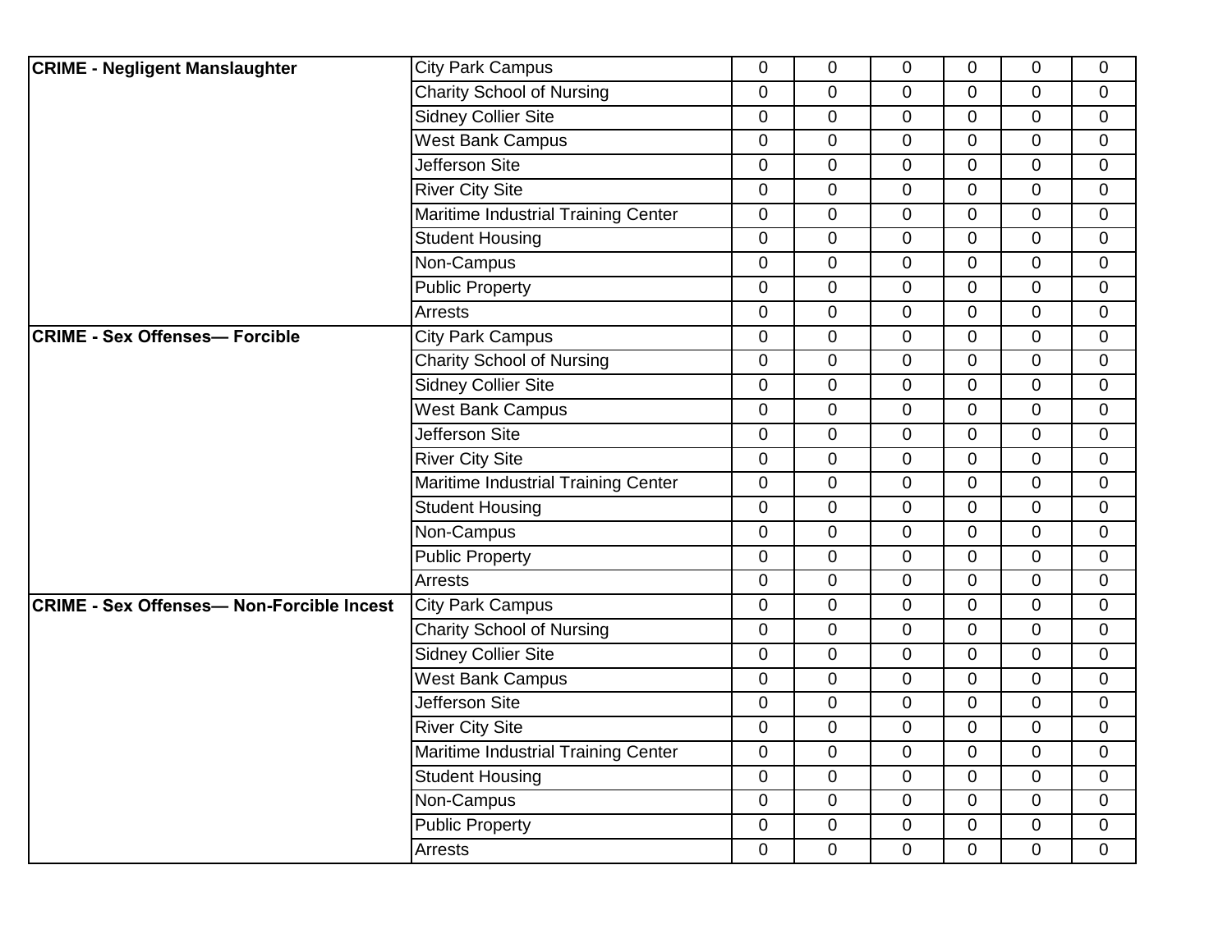| | | | | | | | |
|---|---|---|---|---|---|---|---|
| **CRIME - Negligent Manslaughter** | City Park Campus | 0 | 0 | 0 | 0 | 0 | 0 |
| | Charity School of Nursing | 0 | 0 | 0 | 0 | 0 | 0 |
| | Sidney Collier Site | 0 | 0 | 0 | 0 | 0 | 0 |
| | West Bank Campus | 0 | 0 | 0 | 0 | 0 | 0 |
| | Jefferson Site | 0 | 0 | 0 | 0 | 0 | 0 |
| | River City Site | 0 | 0 | 0 | 0 | 0 | 0 |
| | Maritime Industrial Training Center | 0 | 0 | 0 | 0 | 0 | 0 |
| | Student Housing | 0 | 0 | 0 | 0 | 0 | 0 |
| | Non-Campus | 0 | 0 | 0 | 0 | 0 | 0 |
| | Public Property | 0 | 0 | 0 | 0 | 0 | 0 |
| | Arrests | 0 | 0 | 0 | 0 | 0 | 0 |
| **CRIME - Sex Offenses— Forcible** | City Park Campus | 0 | 0 | 0 | 0 | 0 | 0 |
| | Charity School of Nursing | 0 | 0 | 0 | 0 | 0 | 0 |
| | Sidney Collier Site | 0 | 0 | 0 | 0 | 0 | 0 |
| | West Bank Campus | 0 | 0 | 0 | 0 | 0 | 0 |
| | Jefferson Site | 0 | 0 | 0 | 0 | 0 | 0 |
| | River City Site | 0 | 0 | 0 | 0 | 0 | 0 |
| | Maritime Industrial Training Center | 0 | 0 | 0 | 0 | 0 | 0 |
| | Student Housing | 0 | 0 | 0 | 0 | 0 | 0 |
| | Non-Campus | 0 | 0 | 0 | 0 | 0 | 0 |
| | Public Property | 0 | 0 | 0 | 0 | 0 | 0 |
| | Arrests | 0 | 0 | 0 | 0 | 0 | 0 |
| **CRIME - Sex Offenses— Non-Forcible Incest** | City Park Campus | 0 | 0 | 0 | 0 | 0 | 0 |
| | Charity School of Nursing | 0 | 0 | 0 | 0 | 0 | 0 |
| | Sidney Collier Site | 0 | 0 | 0 | 0 | 0 | 0 |
| | West Bank Campus | 0 | 0 | 0 | 0 | 0 | 0 |
| | Jefferson Site | 0 | 0 | 0 | 0 | 0 | 0 |
| | River City Site | 0 | 0 | 0 | 0 | 0 | 0 |
| | Maritime Industrial Training Center | 0 | 0 | 0 | 0 | 0 | 0 |
| | Student Housing | 0 | 0 | 0 | 0 | 0 | 0 |
| | Non-Campus | 0 | 0 | 0 | 0 | 0 | 0 |
| | Public Property | 0 | 0 | 0 | 0 | 0 | 0 |
| | Arrests | 0 | 0 | 0 | 0 | 0 | 0 |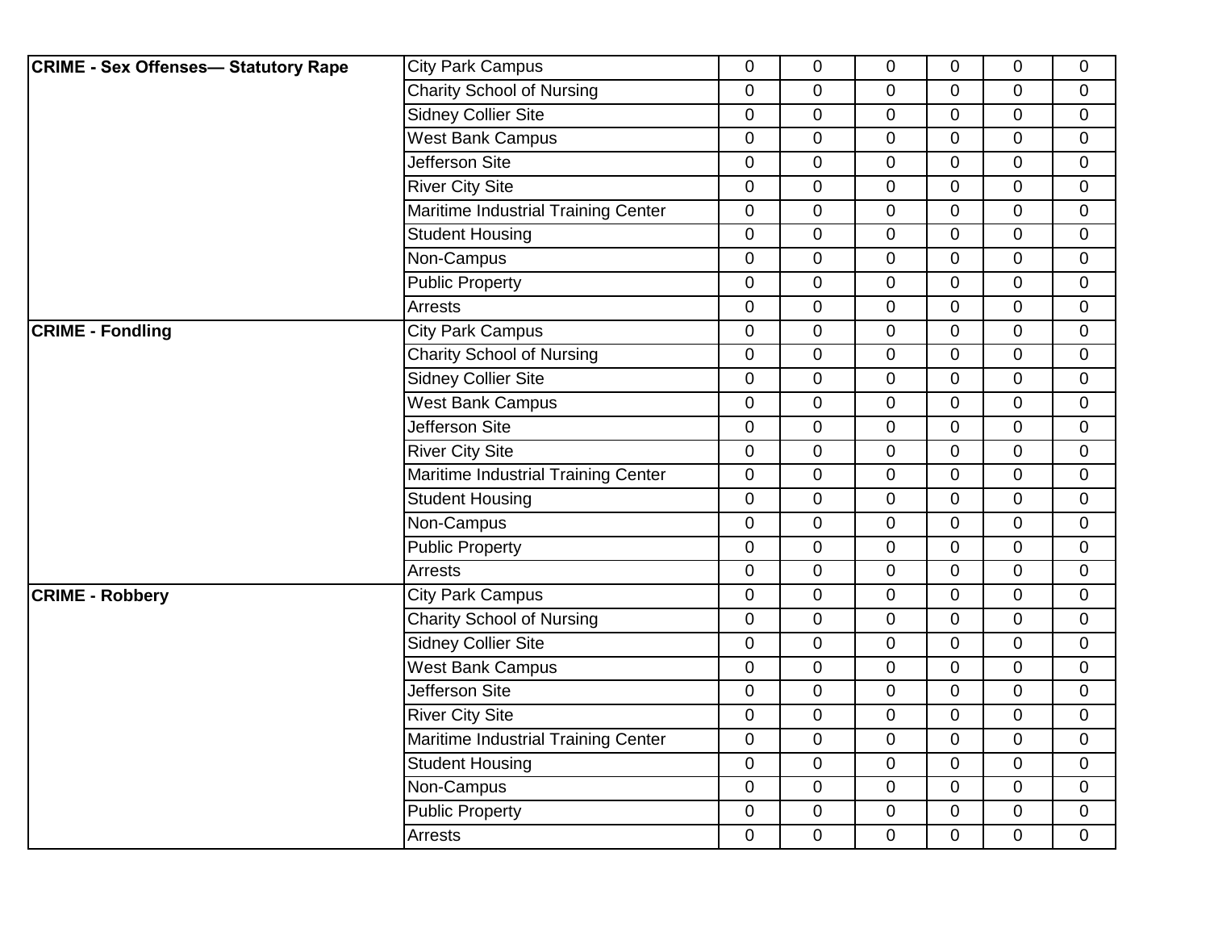| | | | | | | | |
|---|---|---|---|---|---|---|---|
| **CRIME - Sex Offenses— Statutory Rape** | City Park Campus | 0 | 0 | 0 | 0 | 0 | 0 |
| | Charity School of Nursing | 0 | 0 | 0 | 0 | 0 | 0 |
| | Sidney Collier Site | 0 | 0 | 0 | 0 | 0 | 0 |
| | West Bank Campus | 0 | 0 | 0 | 0 | 0 | 0 |
| | Jefferson Site | 0 | 0 | 0 | 0 | 0 | 0 |
| | River City Site | 0 | 0 | 0 | 0 | 0 | 0 |
| | Maritime Industrial Training Center | 0 | 0 | 0 | 0 | 0 | 0 |
| | Student Housing | 0 | 0 | 0 | 0 | 0 | 0 |
| | Non-Campus | 0 | 0 | 0 | 0 | 0 | 0 |
| | Public Property | 0 | 0 | 0 | 0 | 0 | 0 |
| | Arrests | 0 | 0 | 0 | 0 | 0 | 0 |
| **CRIME - Fondling** | City Park Campus | 0 | 0 | 0 | 0 | 0 | 0 |
| | Charity School of Nursing | 0 | 0 | 0 | 0 | 0 | 0 |
| | Sidney Collier Site | 0 | 0 | 0 | 0 | 0 | 0 |
| | West Bank Campus | 0 | 0 | 0 | 0 | 0 | 0 |
| | Jefferson Site | 0 | 0 | 0 | 0 | 0 | 0 |
| | River City Site | 0 | 0 | 0 | 0 | 0 | 0 |
| | Maritime Industrial Training Center | 0 | 0 | 0 | 0 | 0 | 0 |
| | Student Housing | 0 | 0 | 0 | 0 | 0 | 0 |
| | Non-Campus | 0 | 0 | 0 | 0 | 0 | 0 |
| | Public Property | 0 | 0 | 0 | 0 | 0 | 0 |
| | Arrests | 0 | 0 | 0 | 0 | 0 | 0 |
| **CRIME - Robbery** | City Park Campus | 0 | 0 | 0 | 0 | 0 | 0 |
| | Charity School of Nursing | 0 | 0 | 0 | 0 | 0 | 0 |
| | Sidney Collier Site | 0 | 0 | 0 | 0 | 0 | 0 |
| | West Bank Campus | 0 | 0 | 0 | 0 | 0 | 0 |
| | Jefferson Site | 0 | 0 | 0 | 0 | 0 | 0 |
| | River City Site | 0 | 0 | 0 | 0 | 0 | 0 |
| | Maritime Industrial Training Center | 0 | 0 | 0 | 0 | 0 | 0 |
| | Student Housing | 0 | 0 | 0 | 0 | 0 | 0 |
| | Non-Campus | 0 | 0 | 0 | 0 | 0 | 0 |
| | Public Property | 0 | 0 | 0 | 0 | 0 | 0 |
| | Arrests | 0 | 0 | 0 | 0 | 0 | 0 |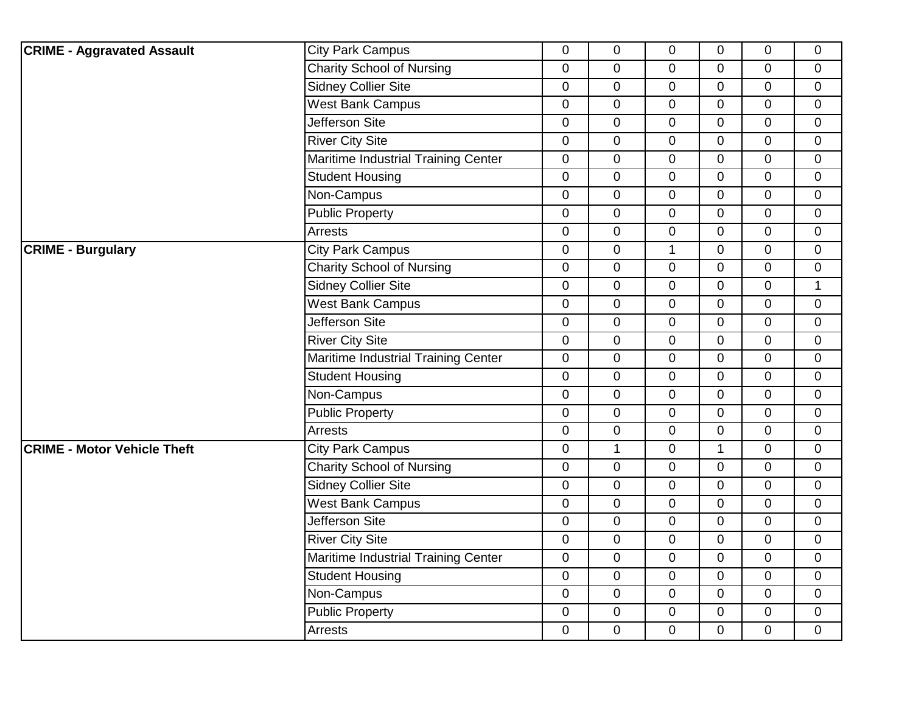| | | | | | | | |
|---|---|---|---|---|---|---|---|
| **CRIME - Aggravated Assault** | City Park Campus | 0 | 0 | 0 | 0 | 0 | 0 |
| | Charity School of Nursing | 0 | 0 | 0 | 0 | 0 | 0 |
| | Sidney Collier Site | 0 | 0 | 0 | 0 | 0 | 0 |
| | West Bank Campus | 0 | 0 | 0 | 0 | 0 | 0 |
| | Jefferson Site | 0 | 0 | 0 | 0 | 0 | 0 |
| | River City Site | 0 | 0 | 0 | 0 | 0 | 0 |
| | Maritime Industrial Training Center | 0 | 0 | 0 | 0 | 0 | 0 |
| | Student Housing | 0 | 0 | 0 | 0 | 0 | 0 |
| | Non-Campus | 0 | 0 | 0 | 0 | 0 | 0 |
| | Public Property | 0 | 0 | 0 | 0 | 0 | 0 |
| | Arrests | 0 | 0 | 0 | 0 | 0 | 0 |
| **CRIME - Burgulary** | City Park Campus | 0 | 0 | 1 | 0 | 0 | 0 |
| | Charity School of Nursing | 0 | 0 | 0 | 0 | 0 | 0 |
| | Sidney Collier Site | 0 | 0 | 0 | 0 | 0 | 1 |
| | West Bank Campus | 0 | 0 | 0 | 0 | 0 | 0 |
| | Jefferson Site | 0 | 0 | 0 | 0 | 0 | 0 |
| | River City Site | 0 | 0 | 0 | 0 | 0 | 0 |
| | Maritime Industrial Training Center | 0 | 0 | 0 | 0 | 0 | 0 |
| | Student Housing | 0 | 0 | 0 | 0 | 0 | 0 |
| | Non-Campus | 0 | 0 | 0 | 0 | 0 | 0 |
| | Public Property | 0 | 0 | 0 | 0 | 0 | 0 |
| | Arrests | 0 | 0 | 0 | 0 | 0 | 0 |
| **CRIME - Motor Vehicle Theft** | City Park Campus | 0 | 1 | 0 | 1 | 0 | 0 |
| | Charity School of Nursing | 0 | 0 | 0 | 0 | 0 | 0 |
| | Sidney Collier Site | 0 | 0 | 0 | 0 | 0 | 0 |
| | West Bank Campus | 0 | 0 | 0 | 0 | 0 | 0 |
| | Jefferson Site | 0 | 0 | 0 | 0 | 0 | 0 |
| | River City Site | 0 | 0 | 0 | 0 | 0 | 0 |
| | Maritime Industrial Training Center | 0 | 0 | 0 | 0 | 0 | 0 |
| | Student Housing | 0 | 0 | 0 | 0 | 0 | 0 |
| | Non-Campus | 0 | 0 | 0 | 0 | 0 | 0 |
| | Public Property | 0 | 0 | 0 | 0 | 0 | 0 |
| | Arrests | 0 | 0 | 0 | 0 | 0 | 0 |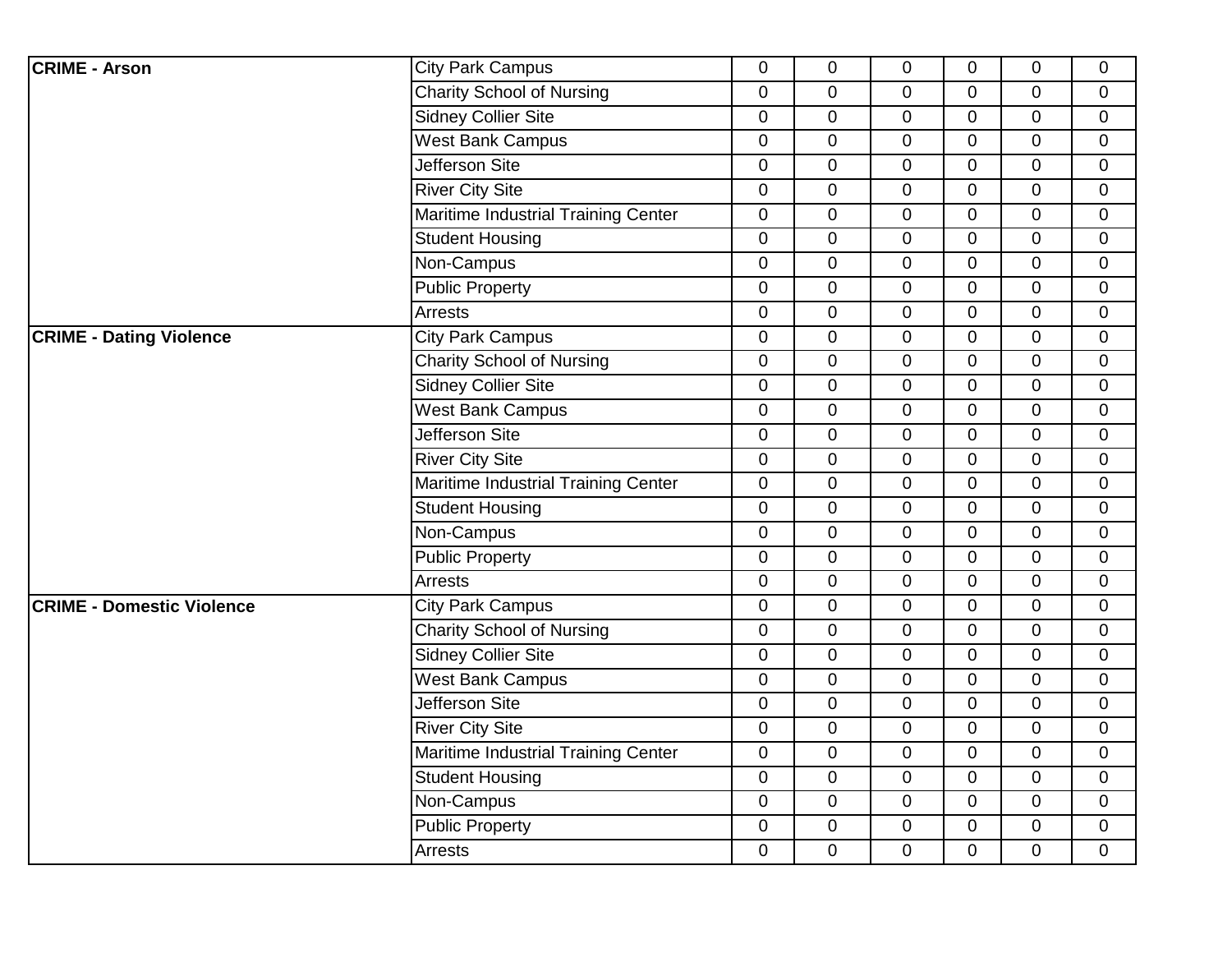| | | | | | | | |
|---|---|---|---|---|---|---|---|
| **CRIME - Arson** | City Park Campus | 0 | 0 | 0 | 0 | 0 | 0 |
| | Charity School of Nursing | 0 | 0 | 0 | 0 | 0 | 0 |
| | Sidney Collier Site | 0 | 0 | 0 | 0 | 0 | 0 |
| | West Bank Campus | 0 | 0 | 0 | 0 | 0 | 0 |
| | Jefferson Site | 0 | 0 | 0 | 0 | 0 | 0 |
| | River City Site | 0 | 0 | 0 | 0 | 0 | 0 |
| | Maritime Industrial Training Center | 0 | 0 | 0 | 0 | 0 | 0 |
| | Student Housing | 0 | 0 | 0 | 0 | 0 | 0 |
| | Non-Campus | 0 | 0 | 0 | 0 | 0 | 0 |
| | Public Property | 0 | 0 | 0 | 0 | 0 | 0 |
| | Arrests | 0 | 0 | 0 | 0 | 0 | 0 |
| **CRIME - Dating Violence** | City Park Campus | 0 | 0 | 0 | 0 | 0 | 0 |
| | Charity School of Nursing | 0 | 0 | 0 | 0 | 0 | 0 |
| | Sidney Collier Site | 0 | 0 | 0 | 0 | 0 | 0 |
| | West Bank Campus | 0 | 0 | 0 | 0 | 0 | 0 |
| | Jefferson Site | 0 | 0 | 0 | 0 | 0 | 0 |
| | River City Site | 0 | 0 | 0 | 0 | 0 | 0 |
| | Maritime Industrial Training Center | 0 | 0 | 0 | 0 | 0 | 0 |
| | Student Housing | 0 | 0 | 0 | 0 | 0 | 0 |
| | Non-Campus | 0 | 0 | 0 | 0 | 0 | 0 |
| | Public Property | 0 | 0 | 0 | 0 | 0 | 0 |
| | Arrests | 0 | 0 | 0 | 0 | 0 | 0 |
| **CRIME - Domestic Violence** | City Park Campus | 0 | 0 | 0 | 0 | 0 | 0 |
| | Charity School of Nursing | 0 | 0 | 0 | 0 | 0 | 0 |
| | Sidney Collier Site | 0 | 0 | 0 | 0 | 0 | 0 |
| | West Bank Campus | 0 | 0 | 0 | 0 | 0 | 0 |
| | Jefferson Site | 0 | 0 | 0 | 0 | 0 | 0 |
| | River City Site | 0 | 0 | 0 | 0 | 0 | 0 |
| | Maritime Industrial Training Center | 0 | 0 | 0 | 0 | 0 | 0 |
| | Student Housing | 0 | 0 | 0 | 0 | 0 | 0 |
| | Non-Campus | 0 | 0 | 0 | 0 | 0 | 0 |
| | Public Property | 0 | 0 | 0 | 0 | 0 | 0 |
| | Arrests | 0 | 0 | 0 | 0 | 0 | 0 |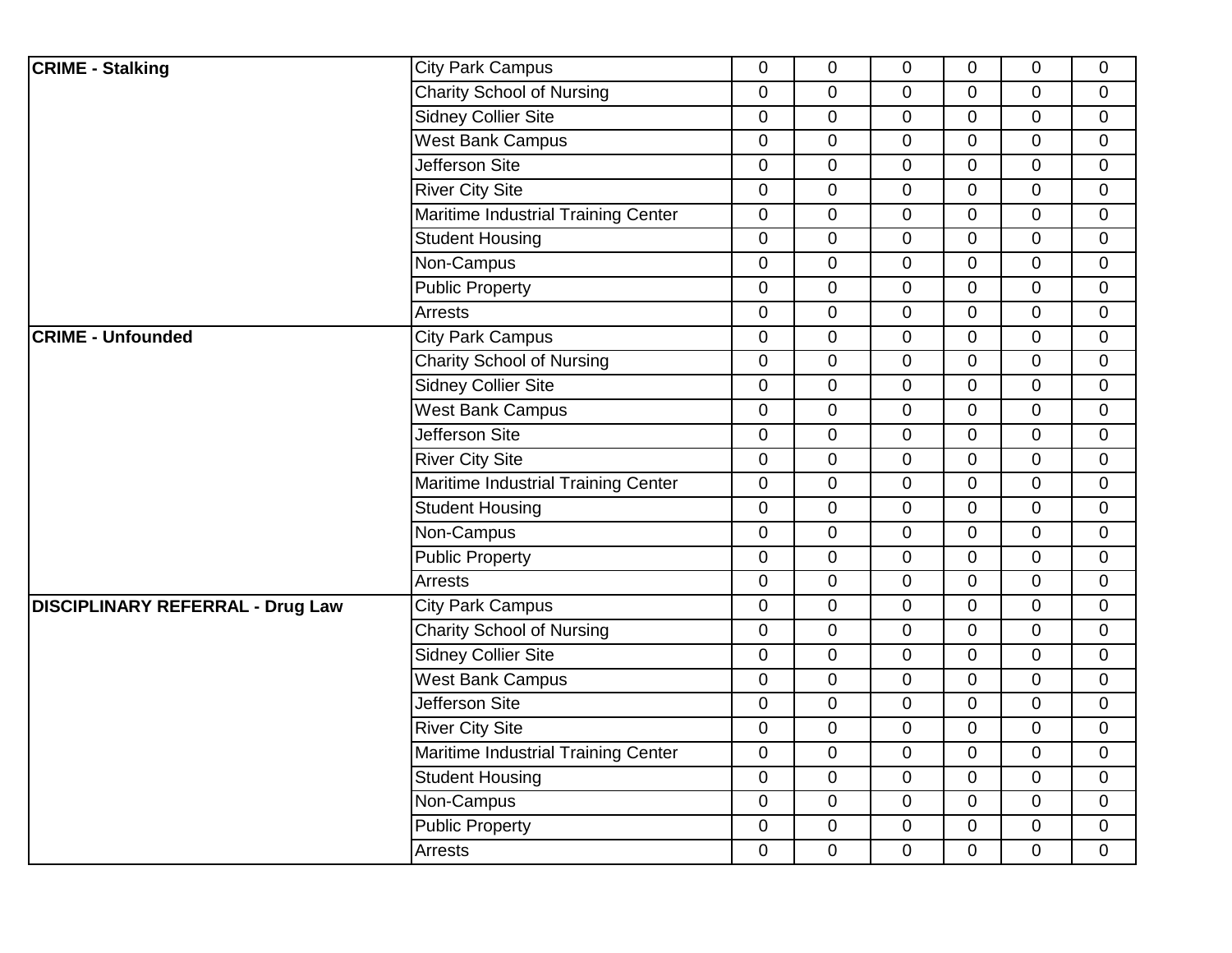| | | | | | | | |
|---|---|---|---|---|---|---|---|
| **CRIME - Stalking** | City Park Campus | 0 | 0 | 0 | 0 | 0 | 0 |
| | Charity School of Nursing | 0 | 0 | 0 | 0 | 0 | 0 |
| | Sidney Collier Site | 0 | 0 | 0 | 0 | 0 | 0 |
| | West Bank Campus | 0 | 0 | 0 | 0 | 0 | 0 |
| | Jefferson Site | 0 | 0 | 0 | 0 | 0 | 0 |
| | River City Site | 0 | 0 | 0 | 0 | 0 | 0 |
| | Maritime Industrial Training Center | 0 | 0 | 0 | 0 | 0 | 0 |
| | Student Housing | 0 | 0 | 0 | 0 | 0 | 0 |
| | Non-Campus | 0 | 0 | 0 | 0 | 0 | 0 |
| | Public Property | 0 | 0 | 0 | 0 | 0 | 0 |
| | Arrests | 0 | 0 | 0 | 0 | 0 | 0 |
| **CRIME - Unfounded** | City Park Campus | 0 | 0 | 0 | 0 | 0 | 0 |
| | Charity School of Nursing | 0 | 0 | 0 | 0 | 0 | 0 |
| | Sidney Collier Site | 0 | 0 | 0 | 0 | 0 | 0 |
| | West Bank Campus | 0 | 0 | 0 | 0 | 0 | 0 |
| | Jefferson Site | 0 | 0 | 0 | 0 | 0 | 0 |
| | River City Site | 0 | 0 | 0 | 0 | 0 | 0 |
| | Maritime Industrial Training Center | 0 | 0 | 0 | 0 | 0 | 0 |
| | Student Housing | 0 | 0 | 0 | 0 | 0 | 0 |
| | Non-Campus | 0 | 0 | 0 | 0 | 0 | 0 |
| | Public Property | 0 | 0 | 0 | 0 | 0 | 0 |
| | Arrests | 0 | 0 | 0 | 0 | 0 | 0 |
| **DISCIPLINARY REFERRAL - Drug Law** | City Park Campus | 0 | 0 | 0 | 0 | 0 | 0 |
| | Charity School of Nursing | 0 | 0 | 0 | 0 | 0 | 0 |
| | Sidney Collier Site | 0 | 0 | 0 | 0 | 0 | 0 |
| | West Bank Campus | 0 | 0 | 0 | 0 | 0 | 0 |
| | Jefferson Site | 0 | 0 | 0 | 0 | 0 | 0 |
| | River City Site | 0 | 0 | 0 | 0 | 0 | 0 |
| | Maritime Industrial Training Center | 0 | 0 | 0 | 0 | 0 | 0 |
| | Student Housing | 0 | 0 | 0 | 0 | 0 | 0 |
| | Non-Campus | 0 | 0 | 0 | 0 | 0 | 0 |
| | Public Property | 0 | 0 | 0 | 0 | 0 | 0 |
| | Arrests | 0 | 0 | 0 | 0 | 0 | 0 |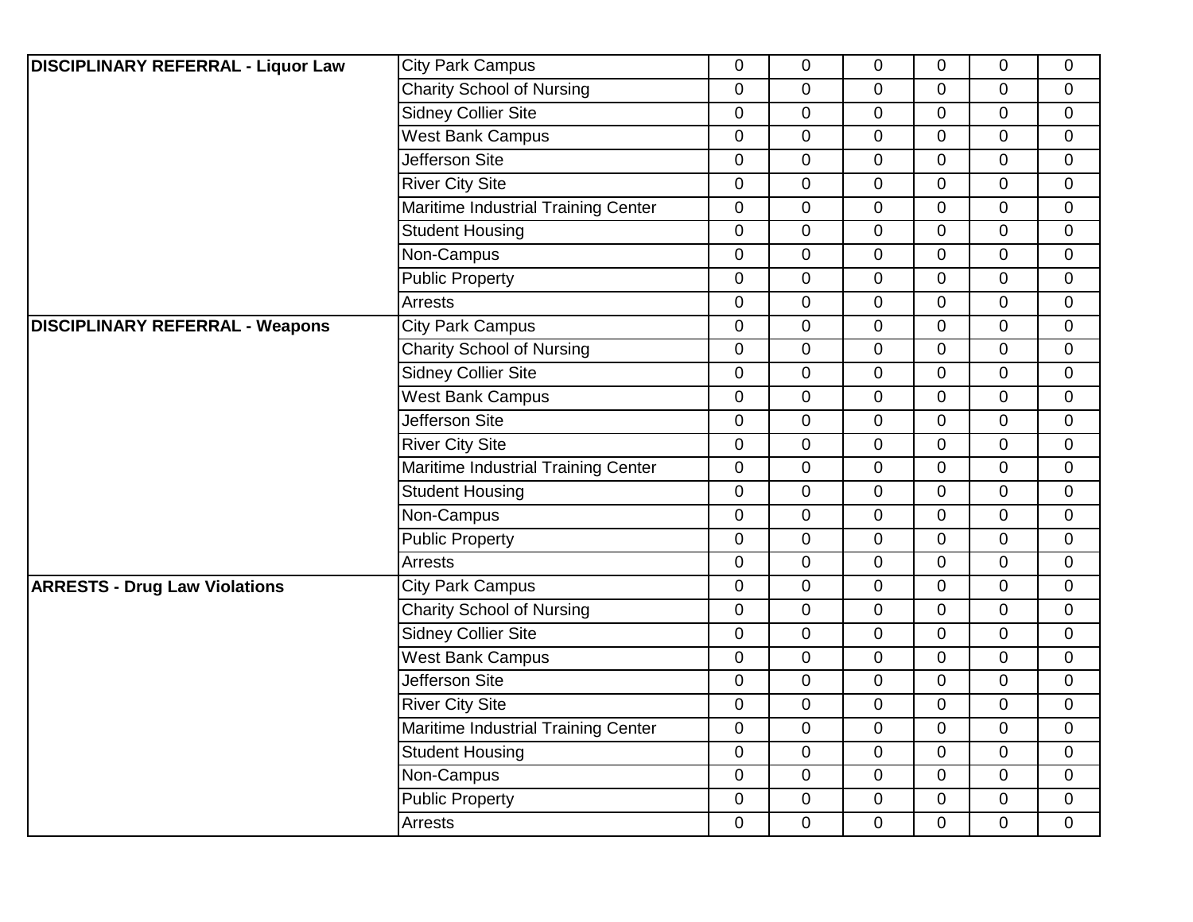| | | | | | | | |
|---|---|---|---|---|---|---|---|
| **DISCIPLINARY REFERRAL - Liquor Law** | City Park Campus | 0 | 0 | 0 | 0 | 0 | 0 |
| | Charity School of Nursing | 0 | 0 | 0 | 0 | 0 | 0 |
| | Sidney Collier Site | 0 | 0 | 0 | 0 | 0 | 0 |
| | West Bank Campus | 0 | 0 | 0 | 0 | 0 | 0 |
| | Jefferson Site | 0 | 0 | 0 | 0 | 0 | 0 |
| | River City Site | 0 | 0 | 0 | 0 | 0 | 0 |
| | Maritime Industrial Training Center | 0 | 0 | 0 | 0 | 0 | 0 |
| | Student Housing | 0 | 0 | 0 | 0 | 0 | 0 |
| | Non-Campus | 0 | 0 | 0 | 0 | 0 | 0 |
| | Public Property | 0 | 0 | 0 | 0 | 0 | 0 |
| | Arrests | 0 | 0 | 0 | 0 | 0 | 0 |
| **DISCIPLINARY REFERRAL - Weapons** | City Park Campus | 0 | 0 | 0 | 0 | 0 | 0 |
| | Charity School of Nursing | 0 | 0 | 0 | 0 | 0 | 0 |
| | Sidney Collier Site | 0 | 0 | 0 | 0 | 0 | 0 |
| | West Bank Campus | 0 | 0 | 0 | 0 | 0 | 0 |
| | Jefferson Site | 0 | 0 | 0 | 0 | 0 | 0 |
| | River City Site | 0 | 0 | 0 | 0 | 0 | 0 |
| | Maritime Industrial Training Center | 0 | 0 | 0 | 0 | 0 | 0 |
| | Student Housing | 0 | 0 | 0 | 0 | 0 | 0 |
| | Non-Campus | 0 | 0 | 0 | 0 | 0 | 0 |
| | Public Property | 0 | 0 | 0 | 0 | 0 | 0 |
| | Arrests | 0 | 0 | 0 | 0 | 0 | 0 |
| **ARRESTS - Drug Law Violations** | City Park Campus | 0 | 0 | 0 | 0 | 0 | 0 |
| | Charity School of Nursing | 0 | 0 | 0 | 0 | 0 | 0 |
| | Sidney Collier Site | 0 | 0 | 0 | 0 | 0 | 0 |
| | West Bank Campus | 0 | 0 | 0 | 0 | 0 | 0 |
| | Jefferson Site | 0 | 0 | 0 | 0 | 0 | 0 |
| | River City Site | 0 | 0 | 0 | 0 | 0 | 0 |
| | Maritime Industrial Training Center | 0 | 0 | 0 | 0 | 0 | 0 |
| | Student Housing | 0 | 0 | 0 | 0 | 0 | 0 |
| | Non-Campus | 0 | 0 | 0 | 0 | 0 | 0 |
| | Public Property | 0 | 0 | 0 | 0 | 0 | 0 |
| | Arrests | 0 | 0 | 0 | 0 | 0 | 0 |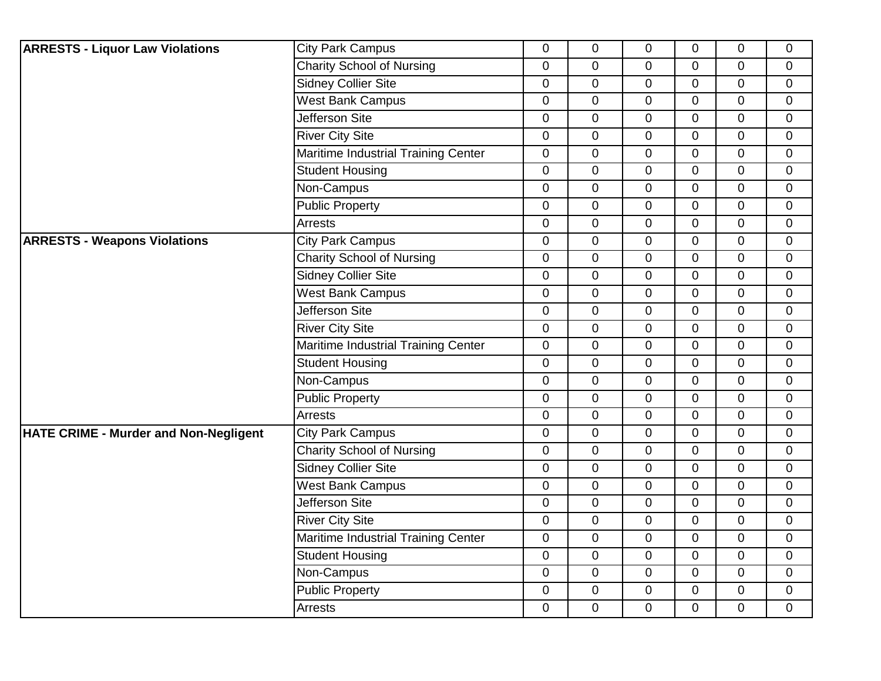| | | | | | | | |
|---|---|---|---|---|---|---|---|
| **ARRESTS - Liquor Law Violations** | City Park Campus | 0 | 0 | 0 | 0 | 0 | 0 |
| | Charity School of Nursing | 0 | 0 | 0 | 0 | 0 | 0 |
| | Sidney Collier Site | 0 | 0 | 0 | 0 | 0 | 0 |
| | West Bank Campus | 0 | 0 | 0 | 0 | 0 | 0 |
| | Jefferson Site | 0 | 0 | 0 | 0 | 0 | 0 |
| | River City Site | 0 | 0 | 0 | 0 | 0 | 0 |
| | Maritime Industrial Training Center | 0 | 0 | 0 | 0 | 0 | 0 |
| | Student Housing | 0 | 0 | 0 | 0 | 0 | 0 |
| | Non-Campus | 0 | 0 | 0 | 0 | 0 | 0 |
| | Public Property | 0 | 0 | 0 | 0 | 0 | 0 |
| | Arrests | 0 | 0 | 0 | 0 | 0 | 0 |
| **ARRESTS - Weapons Violations** | City Park Campus | 0 | 0 | 0 | 0 | 0 | 0 |
| | Charity School of Nursing | 0 | 0 | 0 | 0 | 0 | 0 |
| | Sidney Collier Site | 0 | 0 | 0 | 0 | 0 | 0 |
| | West Bank Campus | 0 | 0 | 0 | 0 | 0 | 0 |
| | Jefferson Site | 0 | 0 | 0 | 0 | 0 | 0 |
| | River City Site | 0 | 0 | 0 | 0 | 0 | 0 |
| | Maritime Industrial Training Center | 0 | 0 | 0 | 0 | 0 | 0 |
| | Student Housing | 0 | 0 | 0 | 0 | 0 | 0 |
| | Non-Campus | 0 | 0 | 0 | 0 | 0 | 0 |
| | Public Property | 0 | 0 | 0 | 0 | 0 | 0 |
| | Arrests | 0 | 0 | 0 | 0 | 0 | 0 |
| **HATE CRIME - Murder and Non-Negligent** | City Park Campus | 0 | 0 | 0 | 0 | 0 | 0 |
| | Charity School of Nursing | 0 | 0 | 0 | 0 | 0 | 0 |
| | Sidney Collier Site | 0 | 0 | 0 | 0 | 0 | 0 |
| | West Bank Campus | 0 | 0 | 0 | 0 | 0 | 0 |
| | Jefferson Site | 0 | 0 | 0 | 0 | 0 | 0 |
| | River City Site | 0 | 0 | 0 | 0 | 0 | 0 |
| | Maritime Industrial Training Center | 0 | 0 | 0 | 0 | 0 | 0 |
| | Student Housing | 0 | 0 | 0 | 0 | 0 | 0 |
| | Non-Campus | 0 | 0 | 0 | 0 | 0 | 0 |
| | Public Property | 0 | 0 | 0 | 0 | 0 | 0 |
| | Arrests | 0 | 0 | 0 | 0 | 0 | 0 |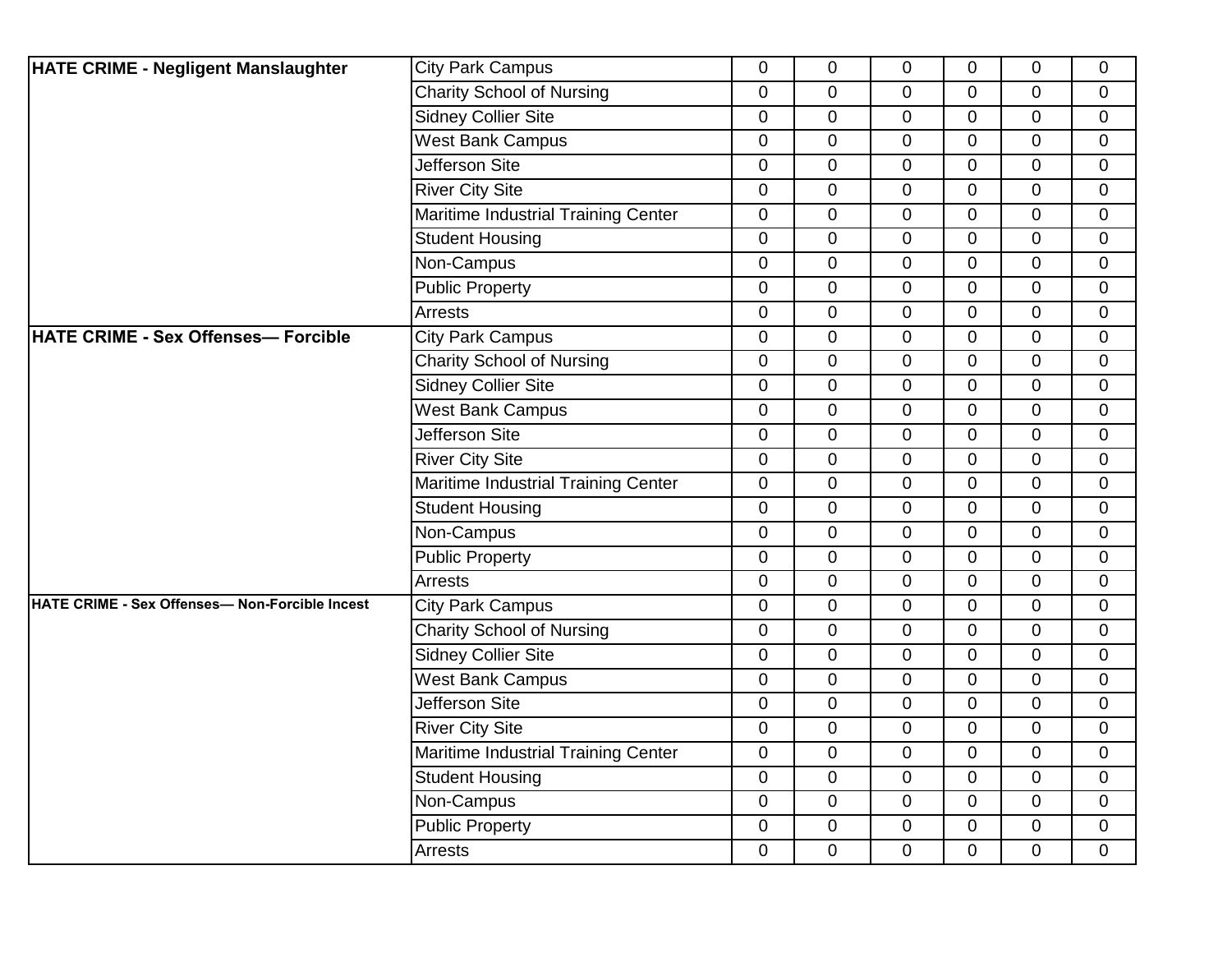| | | | | | | | |
|---|---|---|---|---|---|---|---|
| **HATE CRIME - Negligent Manslaughter** | City Park Campus | 0 | 0 | 0 | 0 | 0 | 0 |
| | Charity School of Nursing | 0 | 0 | 0 | 0 | 0 | 0 |
| | Sidney Collier Site | 0 | 0 | 0 | 0 | 0 | 0 |
| | West Bank Campus | 0 | 0 | 0 | 0 | 0 | 0 |
| | Jefferson Site | 0 | 0 | 0 | 0 | 0 | 0 |
| | River City Site | 0 | 0 | 0 | 0 | 0 | 0 |
| | Maritime Industrial Training Center | 0 | 0 | 0 | 0 | 0 | 0 |
| | Student Housing | 0 | 0 | 0 | 0 | 0 | 0 |
| | Non-Campus | 0 | 0 | 0 | 0 | 0 | 0 |
| | Public Property | 0 | 0 | 0 | 0 | 0 | 0 |
| | Arrests | 0 | 0 | 0 | 0 | 0 | 0 |
| **HATE CRIME - Sex Offenses— Forcible** | City Park Campus | 0 | 0 | 0 | 0 | 0 | 0 |
| | Charity School of Nursing | 0 | 0 | 0 | 0 | 0 | 0 |
| | Sidney Collier Site | 0 | 0 | 0 | 0 | 0 | 0 |
| | West Bank Campus | 0 | 0 | 0 | 0 | 0 | 0 |
| | Jefferson Site | 0 | 0 | 0 | 0 | 0 | 0 |
| | River City Site | 0 | 0 | 0 | 0 | 0 | 0 |
| | Maritime Industrial Training Center | 0 | 0 | 0 | 0 | 0 | 0 |
| | Student Housing | 0 | 0 | 0 | 0 | 0 | 0 |
| | Non-Campus | 0 | 0 | 0 | 0 | 0 | 0 |
| | Public Property | 0 | 0 | 0 | 0 | 0 | 0 |
| | Arrests | 0 | 0 | 0 | 0 | 0 | 0 |
| **HATE CRIME - Sex Offenses— Non-Forcible Incest** | City Park Campus | 0 | 0 | 0 | 0 | 0 | 0 |
| | Charity School of Nursing | 0 | 0 | 0 | 0 | 0 | 0 |
| | Sidney Collier Site | 0 | 0 | 0 | 0 | 0 | 0 |
| | West Bank Campus | 0 | 0 | 0 | 0 | 0 | 0 |
| | Jefferson Site | 0 | 0 | 0 | 0 | 0 | 0 |
| | River City Site | 0 | 0 | 0 | 0 | 0 | 0 |
| | Maritime Industrial Training Center | 0 | 0 | 0 | 0 | 0 | 0 |
| | Student Housing | 0 | 0 | 0 | 0 | 0 | 0 |
| | Non-Campus | 0 | 0 | 0 | 0 | 0 | 0 |
| | Public Property | 0 | 0 | 0 | 0 | 0 | 0 |
| | Arrests | 0 | 0 | 0 | 0 | 0 | 0 |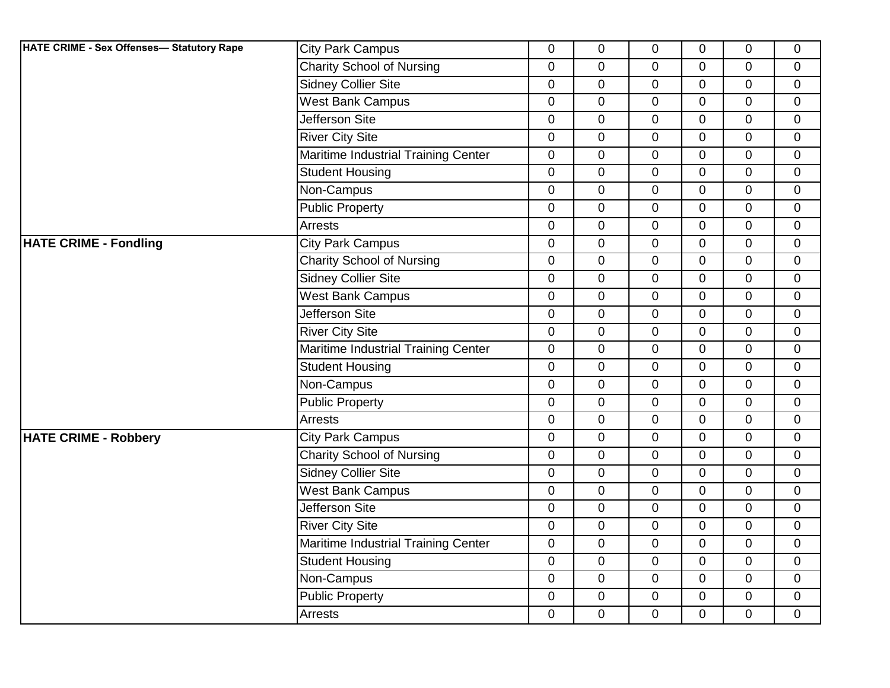| | | | | | | | |
|---|---|---|---|---|---|---|---|
| **HATE CRIME - Sex Offenses— Statutory Rape** | City Park Campus | 0 | 0 | 0 | 0 | 0 | 0 |
| | Charity School of Nursing | 0 | 0 | 0 | 0 | 0 | 0 |
| | Sidney Collier Site | 0 | 0 | 0 | 0 | 0 | 0 |
| | West Bank Campus | 0 | 0 | 0 | 0 | 0 | 0 |
| | Jefferson Site | 0 | 0 | 0 | 0 | 0 | 0 |
| | River City Site | 0 | 0 | 0 | 0 | 0 | 0 |
| | Maritime Industrial Training Center | 0 | 0 | 0 | 0 | 0 | 0 |
| | Student Housing | 0 | 0 | 0 | 0 | 0 | 0 |
| | Non-Campus | 0 | 0 | 0 | 0 | 0 | 0 |
| | Public Property | 0 | 0 | 0 | 0 | 0 | 0 |
| | Arrests | 0 | 0 | 0 | 0 | 0 | 0 |
| **HATE CRIME - Fondling** | City Park Campus | 0 | 0 | 0 | 0 | 0 | 0 |
| | Charity School of Nursing | 0 | 0 | 0 | 0 | 0 | 0 |
| | Sidney Collier Site | 0 | 0 | 0 | 0 | 0 | 0 |
| | West Bank Campus | 0 | 0 | 0 | 0 | 0 | 0 |
| | Jefferson Site | 0 | 0 | 0 | 0 | 0 | 0 |
| | River City Site | 0 | 0 | 0 | 0 | 0 | 0 |
| | Maritime Industrial Training Center | 0 | 0 | 0 | 0 | 0 | 0 |
| | Student Housing | 0 | 0 | 0 | 0 | 0 | 0 |
| | Non-Campus | 0 | 0 | 0 | 0 | 0 | 0 |
| | Public Property | 0 | 0 | 0 | 0 | 0 | 0 |
| | Arrests | 0 | 0 | 0 | 0 | 0 | 0 |
| **HATE CRIME - Robbery** | City Park Campus | 0 | 0 | 0 | 0 | 0 | 0 |
| | Charity School of Nursing | 0 | 0 | 0 | 0 | 0 | 0 |
| | Sidney Collier Site | 0 | 0 | 0 | 0 | 0 | 0 |
| | West Bank Campus | 0 | 0 | 0 | 0 | 0 | 0 |
| | Jefferson Site | 0 | 0 | 0 | 0 | 0 | 0 |
| | River City Site | 0 | 0 | 0 | 0 | 0 | 0 |
| | Maritime Industrial Training Center | 0 | 0 | 0 | 0 | 0 | 0 |
| | Student Housing | 0 | 0 | 0 | 0 | 0 | 0 |
| | Non-Campus | 0 | 0 | 0 | 0 | 0 | 0 |
| | Public Property | 0 | 0 | 0 | 0 | 0 | 0 |
| | Arrests | 0 | 0 | 0 | 0 | 0 | 0 |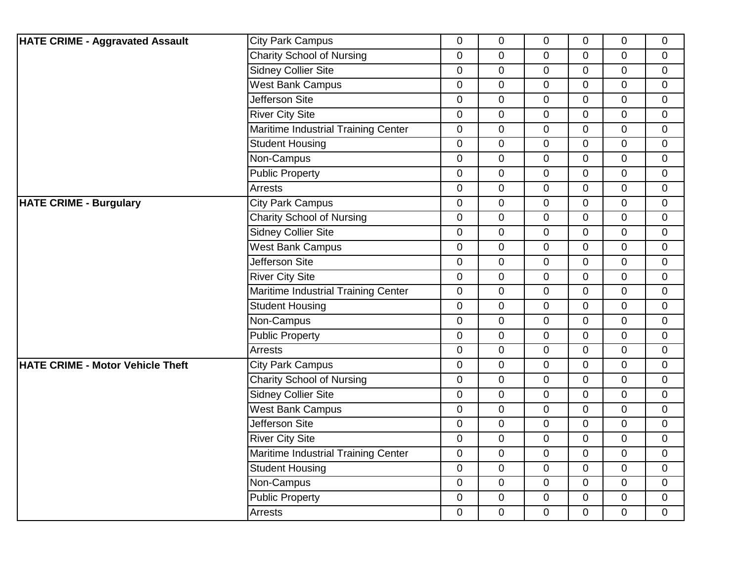| | | | | | | | |
|---|---|---|---|---|---|---|---|
| **HATE CRIME - Aggravated Assault** | City Park Campus | 0 | 0 | 0 | 0 | 0 | 0 |
| | Charity School of Nursing | 0 | 0 | 0 | 0 | 0 | 0 |
| | Sidney Collier Site | 0 | 0 | 0 | 0 | 0 | 0 |
| | West Bank Campus | 0 | 0 | 0 | 0 | 0 | 0 |
| | Jefferson Site | 0 | 0 | 0 | 0 | 0 | 0 |
| | River City Site | 0 | 0 | 0 | 0 | 0 | 0 |
| | Maritime Industrial Training Center | 0 | 0 | 0 | 0 | 0 | 0 |
| | Student Housing | 0 | 0 | 0 | 0 | 0 | 0 |
| | Non-Campus | 0 | 0 | 0 | 0 | 0 | 0 |
| | Public Property | 0 | 0 | 0 | 0 | 0 | 0 |
| | Arrests | 0 | 0 | 0 | 0 | 0 | 0 |
| **HATE CRIME - Burgulary** | City Park Campus | 0 | 0 | 0 | 0 | 0 | 0 |
| | Charity School of Nursing | 0 | 0 | 0 | 0 | 0 | 0 |
| | Sidney Collier Site | 0 | 0 | 0 | 0 | 0 | 0 |
| | West Bank Campus | 0 | 0 | 0 | 0 | 0 | 0 |
| | Jefferson Site | 0 | 0 | 0 | 0 | 0 | 0 |
| | River City Site | 0 | 0 | 0 | 0 | 0 | 0 |
| | Maritime Industrial Training Center | 0 | 0 | 0 | 0 | 0 | 0 |
| | Student Housing | 0 | 0 | 0 | 0 | 0 | 0 |
| | Non-Campus | 0 | 0 | 0 | 0 | 0 | 0 |
| | Public Property | 0 | 0 | 0 | 0 | 0 | 0 |
| | Arrests | 0 | 0 | 0 | 0 | 0 | 0 |
| **HATE CRIME - Motor Vehicle Theft** | City Park Campus | 0 | 0 | 0 | 0 | 0 | 0 |
| | Charity School of Nursing | 0 | 0 | 0 | 0 | 0 | 0 |
| | Sidney Collier Site | 0 | 0 | 0 | 0 | 0 | 0 |
| | West Bank Campus | 0 | 0 | 0 | 0 | 0 | 0 |
| | Jefferson Site | 0 | 0 | 0 | 0 | 0 | 0 |
| | River City Site | 0 | 0 | 0 | 0 | 0 | 0 |
| | Maritime Industrial Training Center | 0 | 0 | 0 | 0 | 0 | 0 |
| | Student Housing | 0 | 0 | 0 | 0 | 0 | 0 |
| | Non-Campus | 0 | 0 | 0 | 0 | 0 | 0 |
| | Public Property | 0 | 0 | 0 | 0 | 0 | 0 |
| | Arrests | 0 | 0 | 0 | 0 | 0 | 0 |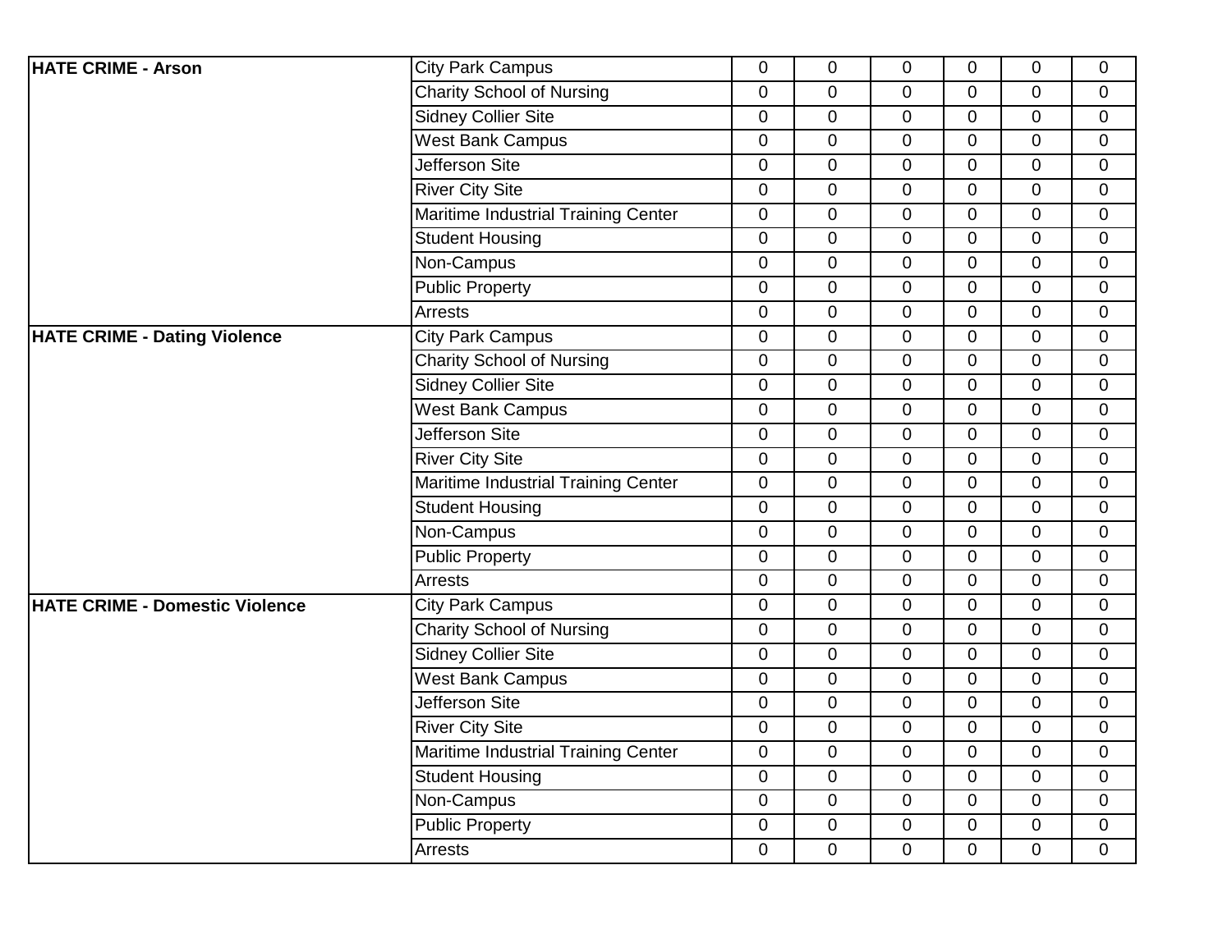| | | | | | | | |
|---|---|---|---|---|---|---|---|
| **HATE CRIME - Arson** | City Park Campus | 0 | 0 | 0 | 0 | 0 | 0 |
| | Charity School of Nursing | 0 | 0 | 0 | 0 | 0 | 0 |
| | Sidney Collier Site | 0 | 0 | 0 | 0 | 0 | 0 |
| | West Bank Campus | 0 | 0 | 0 | 0 | 0 | 0 |
| | Jefferson Site | 0 | 0 | 0 | 0 | 0 | 0 |
| | River City Site | 0 | 0 | 0 | 0 | 0 | 0 |
| | Maritime Industrial Training Center | 0 | 0 | 0 | 0 | 0 | 0 |
| | Student Housing | 0 | 0 | 0 | 0 | 0 | 0 |
| | Non-Campus | 0 | 0 | 0 | 0 | 0 | 0 |
| | Public Property | 0 | 0 | 0 | 0 | 0 | 0 |
| | Arrests | 0 | 0 | 0 | 0 | 0 | 0 |
| **HATE CRIME - Dating Violence** | City Park Campus | 0 | 0 | 0 | 0 | 0 | 0 |
| | Charity School of Nursing | 0 | 0 | 0 | 0 | 0 | 0 |
| | Sidney Collier Site | 0 | 0 | 0 | 0 | 0 | 0 |
| | West Bank Campus | 0 | 0 | 0 | 0 | 0 | 0 |
| | Jefferson Site | 0 | 0 | 0 | 0 | 0 | 0 |
| | River City Site | 0 | 0 | 0 | 0 | 0 | 0 |
| | Maritime Industrial Training Center | 0 | 0 | 0 | 0 | 0 | 0 |
| | Student Housing | 0 | 0 | 0 | 0 | 0 | 0 |
| | Non-Campus | 0 | 0 | 0 | 0 | 0 | 0 |
| | Public Property | 0 | 0 | 0 | 0 | 0 | 0 |
| | Arrests | 0 | 0 | 0 | 0 | 0 | 0 |
| **HATE CRIME - Domestic Violence** | City Park Campus | 0 | 0 | 0 | 0 | 0 | 0 |
| | Charity School of Nursing | 0 | 0 | 0 | 0 | 0 | 0 |
| | Sidney Collier Site | 0 | 0 | 0 | 0 | 0 | 0 |
| | West Bank Campus | 0 | 0 | 0 | 0 | 0 | 0 |
| | Jefferson Site | 0 | 0 | 0 | 0 | 0 | 0 |
| | River City Site | 0 | 0 | 0 | 0 | 0 | 0 |
| | Maritime Industrial Training Center | 0 | 0 | 0 | 0 | 0 | 0 |
| | Student Housing | 0 | 0 | 0 | 0 | 0 | 0 |
| | Non-Campus | 0 | 0 | 0 | 0 | 0 | 0 |
| | Public Property | 0 | 0 | 0 | 0 | 0 | 0 |
| | Arrests | 0 | 0 | 0 | 0 | 0 | 0 |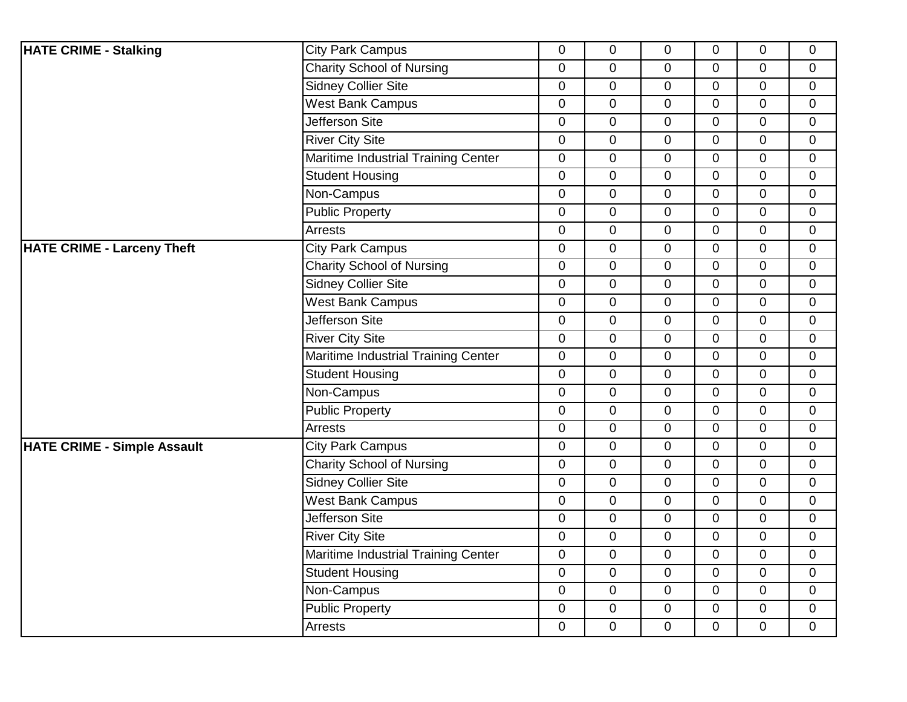| | | | | | | | |
|---|---|---|---|---|---|---|---|
| **HATE CRIME - Stalking** | City Park Campus | 0 | 0 | 0 | 0 | 0 | 0 |
| | Charity School of Nursing | 0 | 0 | 0 | 0 | 0 | 0 |
| | Sidney Collier Site | 0 | 0 | 0 | 0 | 0 | 0 |
| | West Bank Campus | 0 | 0 | 0 | 0 | 0 | 0 |
| | Jefferson Site | 0 | 0 | 0 | 0 | 0 | 0 |
| | River City Site | 0 | 0 | 0 | 0 | 0 | 0 |
| | Maritime Industrial Training Center | 0 | 0 | 0 | 0 | 0 | 0 |
| | Student Housing | 0 | 0 | 0 | 0 | 0 | 0 |
| | Non-Campus | 0 | 0 | 0 | 0 | 0 | 0 |
| | Public Property | 0 | 0 | 0 | 0 | 0 | 0 |
| | Arrests | 0 | 0 | 0 | 0 | 0 | 0 |
| **HATE CRIME - Larceny Theft** | City Park Campus | 0 | 0 | 0 | 0 | 0 | 0 |
| | Charity School of Nursing | 0 | 0 | 0 | 0 | 0 | 0 |
| | Sidney Collier Site | 0 | 0 | 0 | 0 | 0 | 0 |
| | West Bank Campus | 0 | 0 | 0 | 0 | 0 | 0 |
| | Jefferson Site | 0 | 0 | 0 | 0 | 0 | 0 |
| | River City Site | 0 | 0 | 0 | 0 | 0 | 0 |
| | Maritime Industrial Training Center | 0 | 0 | 0 | 0 | 0 | 0 |
| | Student Housing | 0 | 0 | 0 | 0 | 0 | 0 |
| | Non-Campus | 0 | 0 | 0 | 0 | 0 | 0 |
| | Public Property | 0 | 0 | 0 | 0 | 0 | 0 |
| | Arrests | 0 | 0 | 0 | 0 | 0 | 0 |
| **HATE CRIME - Simple Assault** | City Park Campus | 0 | 0 | 0 | 0 | 0 | 0 |
| | Charity School of Nursing | 0 | 0 | 0 | 0 | 0 | 0 |
| | Sidney Collier Site | 0 | 0 | 0 | 0 | 0 | 0 |
| | West Bank Campus | 0 | 0 | 0 | 0 | 0 | 0 |
| | Jefferson Site | 0 | 0 | 0 | 0 | 0 | 0 |
| | River City Site | 0 | 0 | 0 | 0 | 0 | 0 |
| | Maritime Industrial Training Center | 0 | 0 | 0 | 0 | 0 | 0 |
| | Student Housing | 0 | 0 | 0 | 0 | 0 | 0 |
| | Non-Campus | 0 | 0 | 0 | 0 | 0 | 0 |
| | Public Property | 0 | 0 | 0 | 0 | 0 | 0 |
| | Arrests | 0 | 0 | 0 | 0 | 0 | 0 |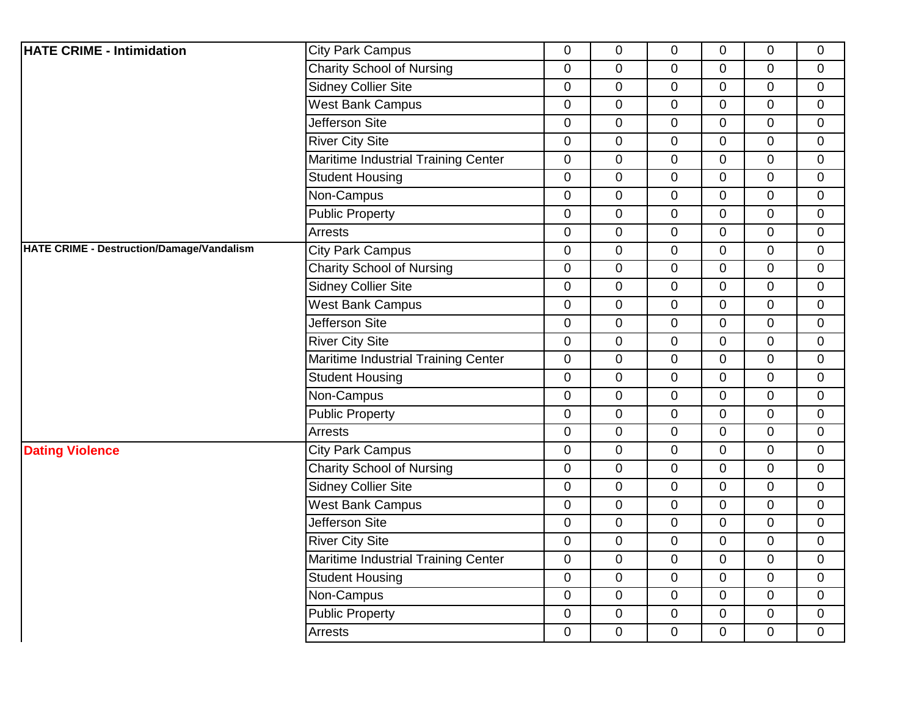| | | | | | | | |
|---|---|---|---|---|---|---|---|
| **HATE CRIME - Intimidation** | City Park Campus | 0 | 0 | 0 | 0 | 0 | 0 |
| | Charity School of Nursing | 0 | 0 | 0 | 0 | 0 | 0 |
| | Sidney Collier Site | 0 | 0 | 0 | 0 | 0 | 0 |
| | West Bank Campus | 0 | 0 | 0 | 0 | 0 | 0 |
| | Jefferson Site | 0 | 0 | 0 | 0 | 0 | 0 |
| | River City Site | 0 | 0 | 0 | 0 | 0 | 0 |
| | Maritime Industrial Training Center | 0 | 0 | 0 | 0 | 0 | 0 |
| | Student Housing | 0 | 0 | 0 | 0 | 0 | 0 |
| | Non-Campus | 0 | 0 | 0 | 0 | 0 | 0 |
| | Public Property | 0 | 0 | 0 | 0 | 0 | 0 |
| | Arrests | 0 | 0 | 0 | 0 | 0 | 0 |
| **HATE CRIME - Destruction/Damage/Vandalism** | City Park Campus | 0 | 0 | 0 | 0 | 0 | 0 |
| | Charity School of Nursing | 0 | 0 | 0 | 0 | 0 | 0 |
| | Sidney Collier Site | 0 | 0 | 0 | 0 | 0 | 0 |
| | West Bank Campus | 0 | 0 | 0 | 0 | 0 | 0 |
| | Jefferson Site | 0 | 0 | 0 | 0 | 0 | 0 |
| | River City Site | 0 | 0 | 0 | 0 | 0 | 0 |
| | Maritime Industrial Training Center | 0 | 0 | 0 | 0 | 0 | 0 |
| | Student Housing | 0 | 0 | 0 | 0 | 0 | 0 |
| | Non-Campus | 0 | 0 | 0 | 0 | 0 | 0 |
| | Public Property | 0 | 0 | 0 | 0 | 0 | 0 |
| | Arrests | 0 | 0 | 0 | 0 | 0 | 0 |
| **Dating Violence** | City Park Campus | 0 | 0 | 0 | 0 | 0 | 0 |
| | Charity School of Nursing | 0 | 0 | 0 | 0 | 0 | 0 |
| | Sidney Collier Site | 0 | 0 | 0 | 0 | 0 | 0 |
| | West Bank Campus | 0 | 0 | 0 | 0 | 0 | 0 |
| | Jefferson Site | 0 | 0 | 0 | 0 | 0 | 0 |
| | River City Site | 0 | 0 | 0 | 0 | 0 | 0 |
| | Maritime Industrial Training Center | 0 | 0 | 0 | 0 | 0 | 0 |
| | Student Housing | 0 | 0 | 0 | 0 | 0 | 0 |
| | Non-Campus | 0 | 0 | 0 | 0 | 0 | 0 |
| | Public Property | 0 | 0 | 0 | 0 | 0 | 0 |
| | Arrests | 0 | 0 | 0 | 0 | 0 | 0 |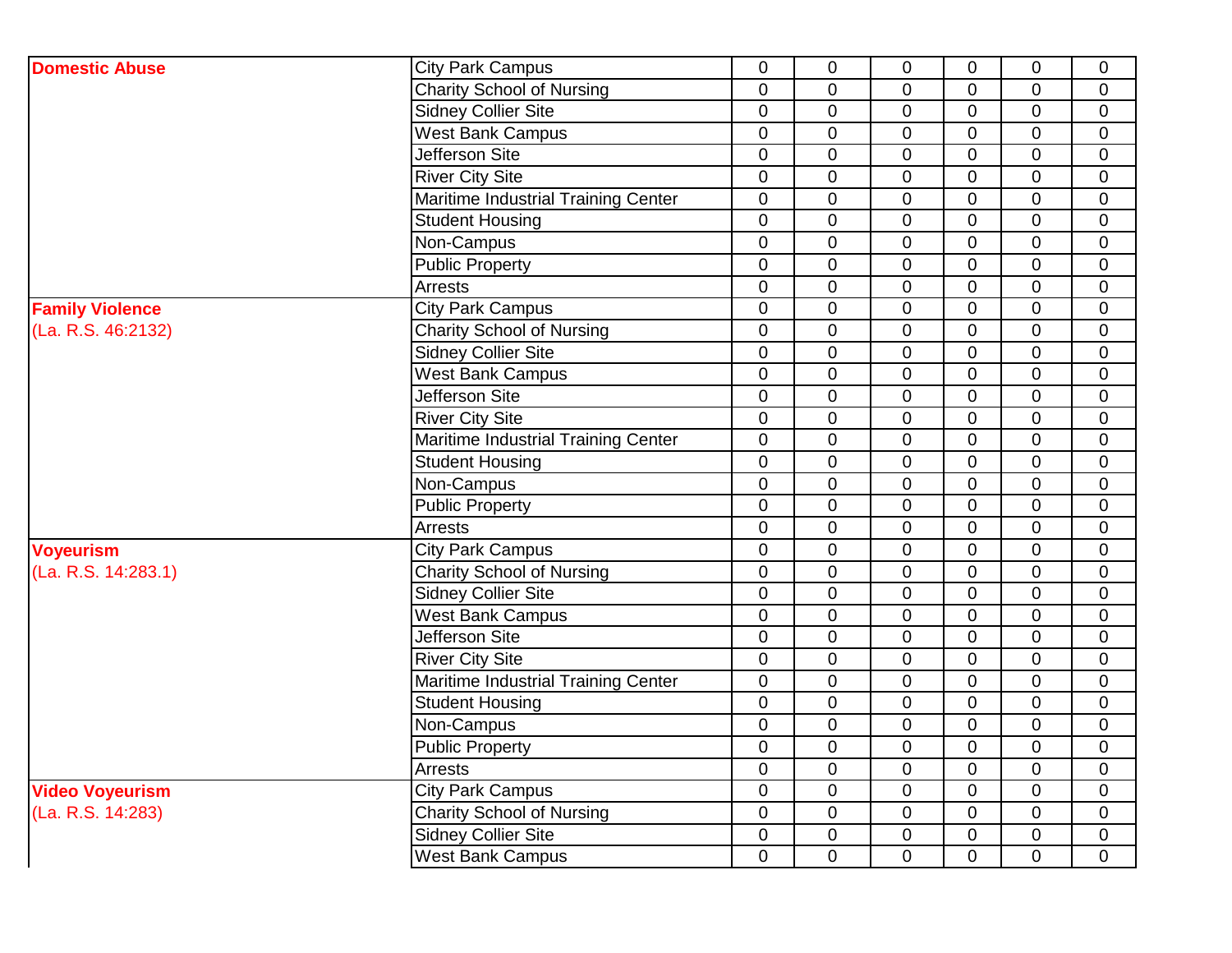| | | | | | | | |
|---|---|---|---|---|---|---|---|
| **Domestic Abuse** | City Park Campus | 0 | 0 | 0 | 0 | 0 | 0 |
| | Charity School of Nursing | 0 | 0 | 0 | 0 | 0 | 0 |
| | Sidney Collier Site | 0 | 0 | 0 | 0 | 0 | 0 |
| | West Bank Campus | 0 | 0 | 0 | 0 | 0 | 0 |
| | Jefferson Site | 0 | 0 | 0 | 0 | 0 | 0 |
| | River City Site | 0 | 0 | 0 | 0 | 0 | 0 |
| | Maritime Industrial Training Center | 0 | 0 | 0 | 0 | 0 | 0 |
| | Student Housing | 0 | 0 | 0 | 0 | 0 | 0 |
| | Non-Campus | 0 | 0 | 0 | 0 | 0 | 0 |
| | Public Property | 0 | 0 | 0 | 0 | 0 | 0 |
| | Arrests | 0 | 0 | 0 | 0 | 0 | 0 |
| **Family Violence** (La. R.S. 46:2132) | City Park Campus | 0 | 0 | 0 | 0 | 0 | 0 |
| | Charity School of Nursing | 0 | 0 | 0 | 0 | 0 | 0 |
| | Sidney Collier Site | 0 | 0 | 0 | 0 | 0 | 0 |
| | West Bank Campus | 0 | 0 | 0 | 0 | 0 | 0 |
| | Jefferson Site | 0 | 0 | 0 | 0 | 0 | 0 |
| | River City Site | 0 | 0 | 0 | 0 | 0 | 0 |
| | Maritime Industrial Training Center | 0 | 0 | 0 | 0 | 0 | 0 |
| | Student Housing | 0 | 0 | 0 | 0 | 0 | 0 |
| | Non-Campus | 0 | 0 | 0 | 0 | 0 | 0 |
| | Public Property | 0 | 0 | 0 | 0 | 0 | 0 |
| | Arrests | 0 | 0 | 0 | 0 | 0 | 0 |
| **Voyeurism** (La. R.S. 14:283.1) | City Park Campus | 0 | 0 | 0 | 0 | 0 | 0 |
| | Charity School of Nursing | 0 | 0 | 0 | 0 | 0 | 0 |
| | Sidney Collier Site | 0 | 0 | 0 | 0 | 0 | 0 |
| | West Bank Campus | 0 | 0 | 0 | 0 | 0 | 0 |
| | Jefferson Site | 0 | 0 | 0 | 0 | 0 | 0 |
| | River City Site | 0 | 0 | 0 | 0 | 0 | 0 |
| | Maritime Industrial Training Center | 0 | 0 | 0 | 0 | 0 | 0 |
| | Student Housing | 0 | 0 | 0 | 0 | 0 | 0 |
| | Non-Campus | 0 | 0 | 0 | 0 | 0 | 0 |
| | Public Property | 0 | 0 | 0 | 0 | 0 | 0 |
| | Arrests | 0 | 0 | 0 | 0 | 0 | 0 |
| **Video Voyeurism** (La. R.S. 14:283) | City Park Campus | 0 | 0 | 0 | 0 | 0 | 0 |
| | Charity School of Nursing | 0 | 0 | 0 | 0 | 0 | 0 |
| | Sidney Collier Site | 0 | 0 | 0 | 0 | 0 | 0 |
| | West Bank Campus | 0 | 0 | 0 | 0 | 0 | 0 |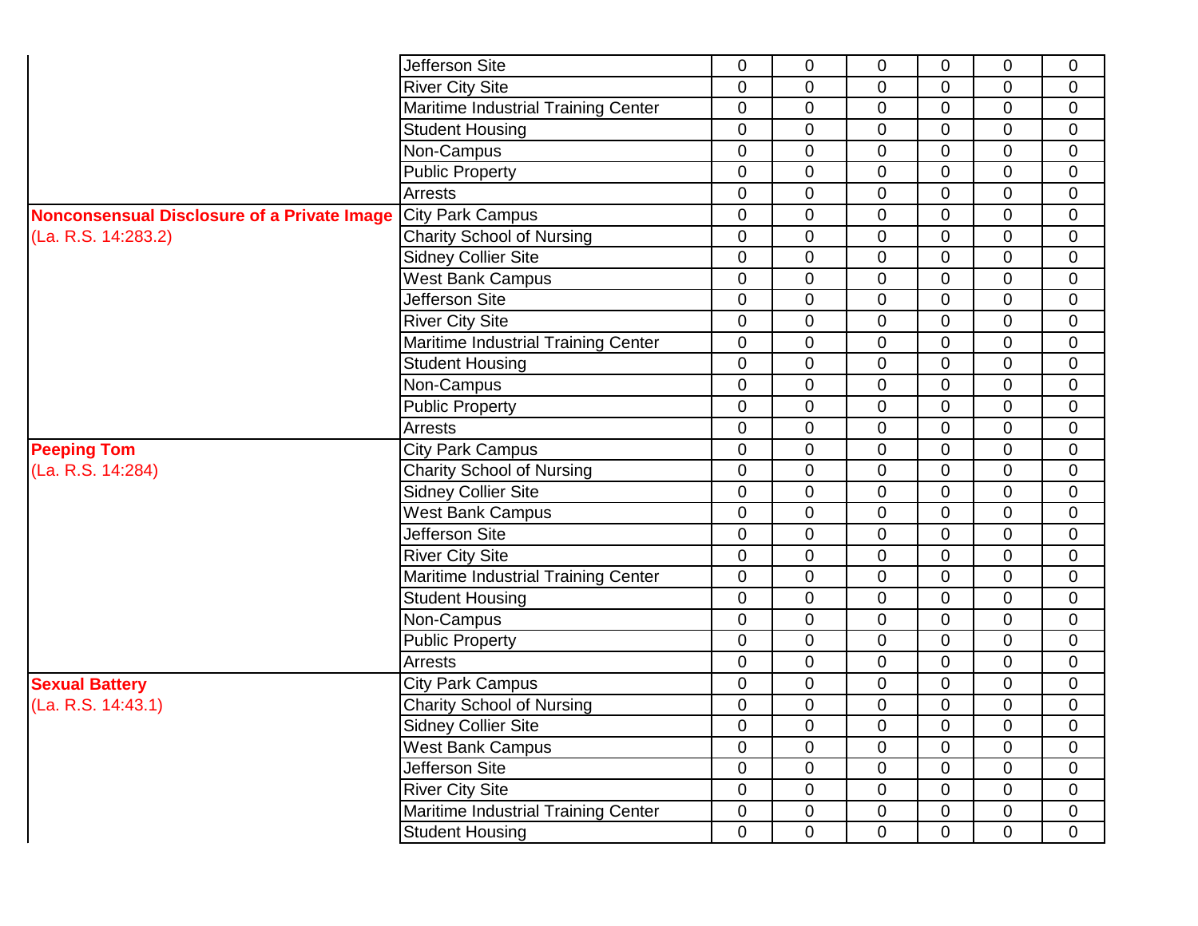| | | | | | | | |
|---|---|---|---|---|---|---|---|
| | Jefferson Site | 0 | 0 | 0 | 0 | 0 | 0 |
| | River City Site | 0 | 0 | 0 | 0 | 0 | 0 |
| | Maritime Industrial Training Center | 0 | 0 | 0 | 0 | 0 | 0 |
| | Student Housing | 0 | 0 | 0 | 0 | 0 | 0 |
| | Non-Campus | 0 | 0 | 0 | 0 | 0 | 0 |
| | Public Property | 0 | 0 | 0 | 0 | 0 | 0 |
| | Arrests | 0 | 0 | 0 | 0 | 0 | 0 |
| **Nonconsensual Disclosure of a Private Image** (La. R.S. 14:283.2) | City Park Campus | 0 | 0 | 0 | 0 | 0 | 0 |
| | Charity School of Nursing | 0 | 0 | 0 | 0 | 0 | 0 |
| | Sidney Collier Site | 0 | 0 | 0 | 0 | 0 | 0 |
| | West Bank Campus | 0 | 0 | 0 | 0 | 0 | 0 |
| | Jefferson Site | 0 | 0 | 0 | 0 | 0 | 0 |
| | River City Site | 0 | 0 | 0 | 0 | 0 | 0 |
| | Maritime Industrial Training Center | 0 | 0 | 0 | 0 | 0 | 0 |
| | Student Housing | 0 | 0 | 0 | 0 | 0 | 0 |
| | Non-Campus | 0 | 0 | 0 | 0 | 0 | 0 |
| | Public Property | 0 | 0 | 0 | 0 | 0 | 0 |
| | Arrests | 0 | 0 | 0 | 0 | 0 | 0 |
| **Peeping Tom** (La. R.S. 14:284) | City Park Campus | 0 | 0 | 0 | 0 | 0 | 0 |
| | Charity School of Nursing | 0 | 0 | 0 | 0 | 0 | 0 |
| | Sidney Collier Site | 0 | 0 | 0 | 0 | 0 | 0 |
| | West Bank Campus | 0 | 0 | 0 | 0 | 0 | 0 |
| | Jefferson Site | 0 | 0 | 0 | 0 | 0 | 0 |
| | River City Site | 0 | 0 | 0 | 0 | 0 | 0 |
| | Maritime Industrial Training Center | 0 | 0 | 0 | 0 | 0 | 0 |
| | Student Housing | 0 | 0 | 0 | 0 | 0 | 0 |
| | Non-Campus | 0 | 0 | 0 | 0 | 0 | 0 |
| | Public Property | 0 | 0 | 0 | 0 | 0 | 0 |
| | Arrests | 0 | 0 | 0 | 0 | 0 | 0 |
| **Sexual Battery** (La. R.S. 14:43.1) | City Park Campus | 0 | 0 | 0 | 0 | 0 | 0 |
| | Charity School of Nursing | 0 | 0 | 0 | 0 | 0 | 0 |
| | Sidney Collier Site | 0 | 0 | 0 | 0 | 0 | 0 |
| | West Bank Campus | 0 | 0 | 0 | 0 | 0 | 0 |
| | Jefferson Site | 0 | 0 | 0 | 0 | 0 | 0 |
| | River City Site | 0 | 0 | 0 | 0 | 0 | 0 |
| | Maritime Industrial Training Center | 0 | 0 | 0 | 0 | 0 | 0 |
| | Student Housing | 0 | 0 | 0 | 0 | 0 | 0 |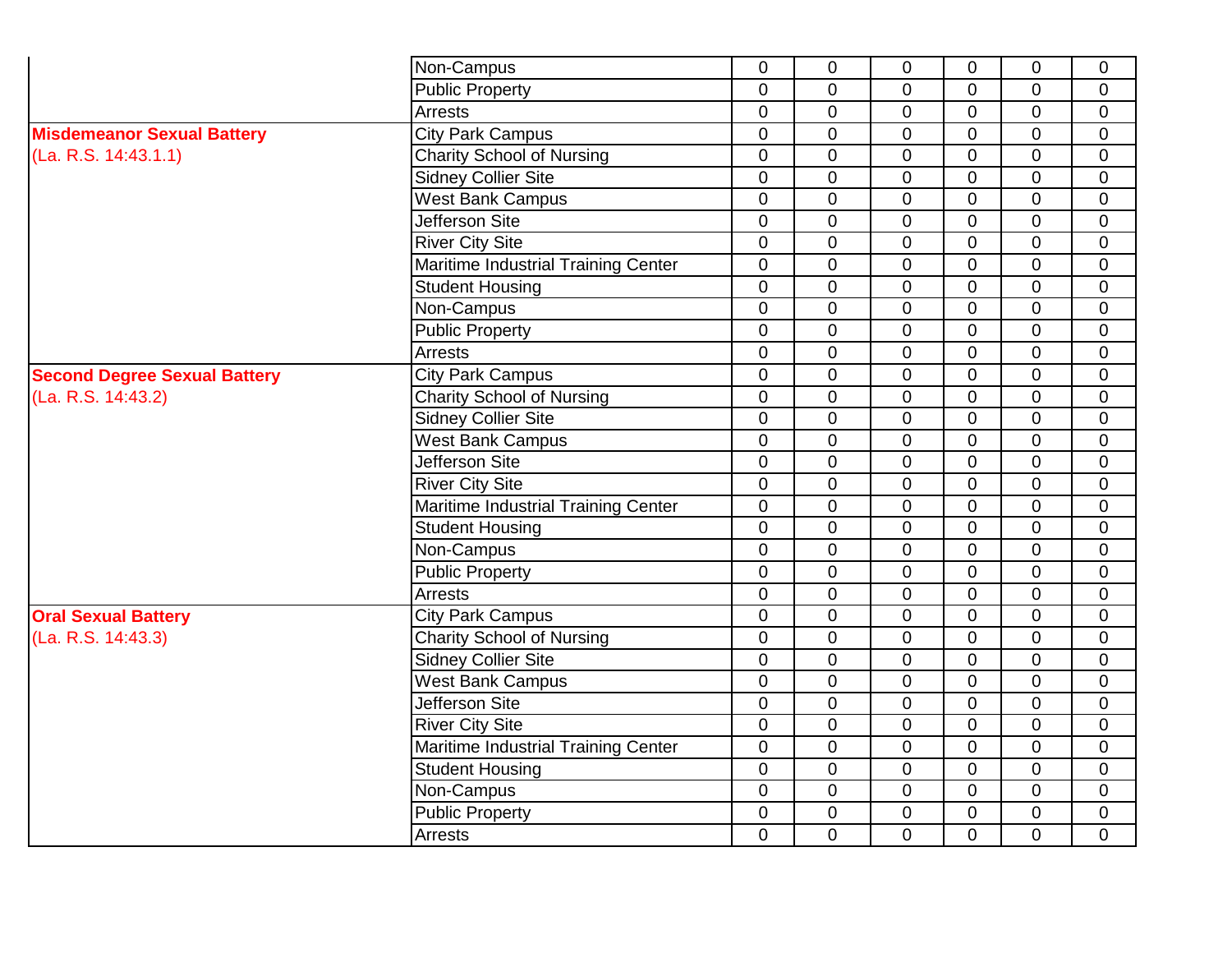| | | | | | | | |
|---|---|---|---|---|---|---|---|
| | Non-Campus | 0 | 0 | 0 | 0 | 0 | 0 |
| | Public Property | 0 | 0 | 0 | 0 | 0 | 0 |
| | Arrests | 0 | 0 | 0 | 0 | 0 | 0 |
| **Misdemeanor Sexual Battery** (La. R.S. 14:43.1.1) | City Park Campus | 0 | 0 | 0 | 0 | 0 | 0 |
| | Charity School of Nursing | 0 | 0 | 0 | 0 | 0 | 0 |
| | Sidney Collier Site | 0 | 0 | 0 | 0 | 0 | 0 |
| | West Bank Campus | 0 | 0 | 0 | 0 | 0 | 0 |
| | Jefferson Site | 0 | 0 | 0 | 0 | 0 | 0 |
| | River City Site | 0 | 0 | 0 | 0 | 0 | 0 |
| | Maritime Industrial Training Center | 0 | 0 | 0 | 0 | 0 | 0 |
| | Student Housing | 0 | 0 | 0 | 0 | 0 | 0 |
| | Non-Campus | 0 | 0 | 0 | 0 | 0 | 0 |
| | Public Property | 0 | 0 | 0 | 0 | 0 | 0 |
| | Arrests | 0 | 0 | 0 | 0 | 0 | 0 |
| **Second Degree Sexual Battery** (La. R.S. 14:43.2) | City Park Campus | 0 | 0 | 0 | 0 | 0 | 0 |
| | Charity School of Nursing | 0 | 0 | 0 | 0 | 0 | 0 |
| | Sidney Collier Site | 0 | 0 | 0 | 0 | 0 | 0 |
| | West Bank Campus | 0 | 0 | 0 | 0 | 0 | 0 |
| | Jefferson Site | 0 | 0 | 0 | 0 | 0 | 0 |
| | River City Site | 0 | 0 | 0 | 0 | 0 | 0 |
| | Maritime Industrial Training Center | 0 | 0 | 0 | 0 | 0 | 0 |
| | Student Housing | 0 | 0 | 0 | 0 | 0 | 0 |
| | Non-Campus | 0 | 0 | 0 | 0 | 0 | 0 |
| | Public Property | 0 | 0 | 0 | 0 | 0 | 0 |
| | Arrests | 0 | 0 | 0 | 0 | 0 | 0 |
| **Oral Sexual Battery** (La. R.S. 14:43.3) | City Park Campus | 0 | 0 | 0 | 0 | 0 | 0 |
| | Charity School of Nursing | 0 | 0 | 0 | 0 | 0 | 0 |
| | Sidney Collier Site | 0 | 0 | 0 | 0 | 0 | 0 |
| | West Bank Campus | 0 | 0 | 0 | 0 | 0 | 0 |
| | Jefferson Site | 0 | 0 | 0 | 0 | 0 | 0 |
| | River City Site | 0 | 0 | 0 | 0 | 0 | 0 |
| | Maritime Industrial Training Center | 0 | 0 | 0 | 0 | 0 | 0 |
| | Student Housing | 0 | 0 | 0 | 0 | 0 | 0 |
| | Non-Campus | 0 | 0 | 0 | 0 | 0 | 0 |
| | Public Property | 0 | 0 | 0 | 0 | 0 | 0 |
| | Arrests | 0 | 0 | 0 | 0 | 0 | 0 |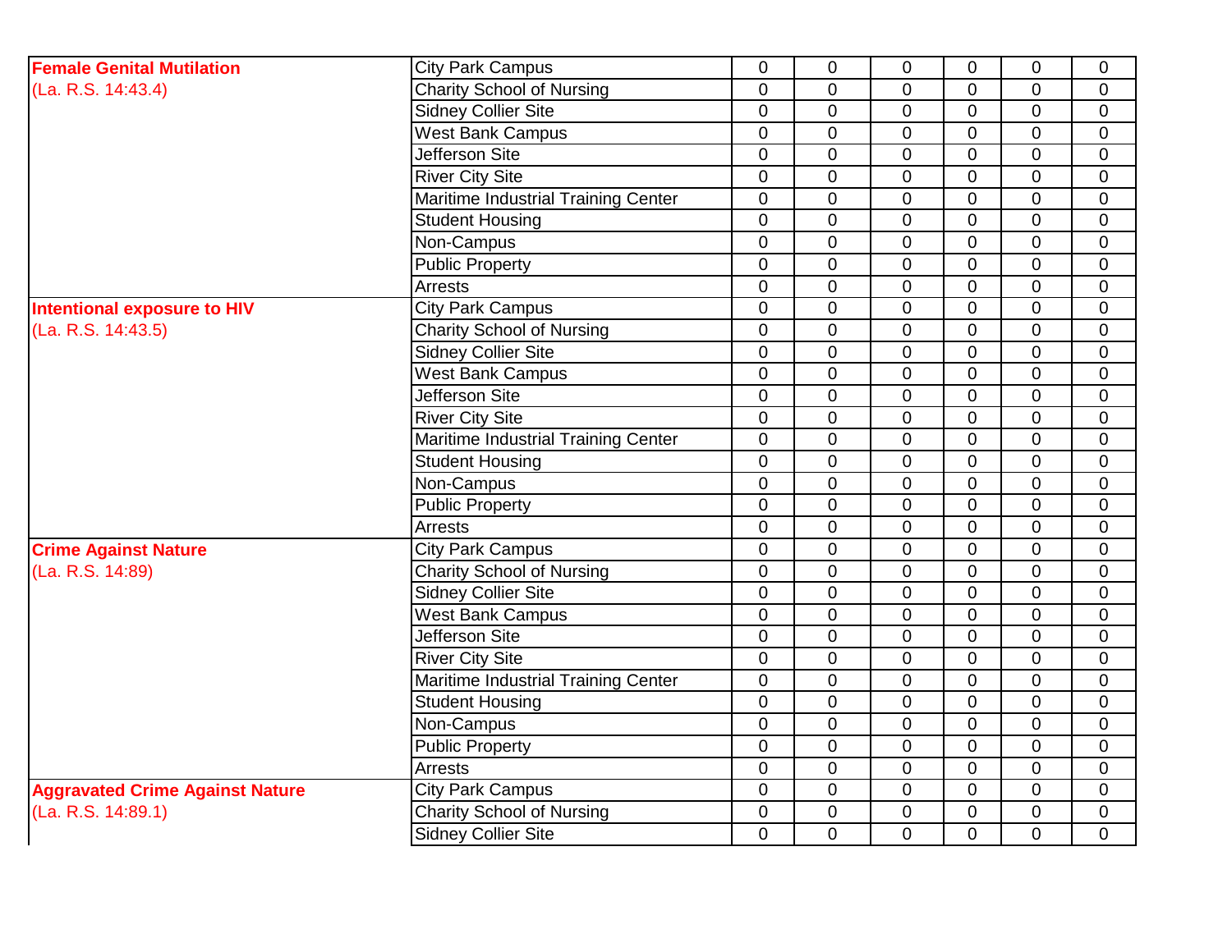| | | | | | | | |
|---|---|---|---|---|---|---|---|
| **Female Genital Mutilation** (La. R.S. 14:43.4) | City Park Campus | 0 | 0 | 0 | 0 | 0 | 0 |
| | Charity School of Nursing | 0 | 0 | 0 | 0 | 0 | 0 |
| | Sidney Collier Site | 0 | 0 | 0 | 0 | 0 | 0 |
| | West Bank Campus | 0 | 0 | 0 | 0 | 0 | 0 |
| | Jefferson Site | 0 | 0 | 0 | 0 | 0 | 0 |
| | River City Site | 0 | 0 | 0 | 0 | 0 | 0 |
| | Maritime Industrial Training Center | 0 | 0 | 0 | 0 | 0 | 0 |
| | Student Housing | 0 | 0 | 0 | 0 | 0 | 0 |
| | Non-Campus | 0 | 0 | 0 | 0 | 0 | 0 |
| | Public Property | 0 | 0 | 0 | 0 | 0 | 0 |
| | Arrests | 0 | 0 | 0 | 0 | 0 | 0 |
| **Intentional exposure to HIV** (La. R.S. 14:43.5) | City Park Campus | 0 | 0 | 0 | 0 | 0 | 0 |
| | Charity School of Nursing | 0 | 0 | 0 | 0 | 0 | 0 |
| | Sidney Collier Site | 0 | 0 | 0 | 0 | 0 | 0 |
| | West Bank Campus | 0 | 0 | 0 | 0 | 0 | 0 |
| | Jefferson Site | 0 | 0 | 0 | 0 | 0 | 0 |
| | River City Site | 0 | 0 | 0 | 0 | 0 | 0 |
| | Maritime Industrial Training Center | 0 | 0 | 0 | 0 | 0 | 0 |
| | Student Housing | 0 | 0 | 0 | 0 | 0 | 0 |
| | Non-Campus | 0 | 0 | 0 | 0 | 0 | 0 |
| | Public Property | 0 | 0 | 0 | 0 | 0 | 0 |
| | Arrests | 0 | 0 | 0 | 0 | 0 | 0 |
| **Crime Against Nature** (La. R.S. 14:89) | City Park Campus | 0 | 0 | 0 | 0 | 0 | 0 |
| | Charity School of Nursing | 0 | 0 | 0 | 0 | 0 | 0 |
| | Sidney Collier Site | 0 | 0 | 0 | 0 | 0 | 0 |
| | West Bank Campus | 0 | 0 | 0 | 0 | 0 | 0 |
| | Jefferson Site | 0 | 0 | 0 | 0 | 0 | 0 |
| | River City Site | 0 | 0 | 0 | 0 | 0 | 0 |
| | Maritime Industrial Training Center | 0 | 0 | 0 | 0 | 0 | 0 |
| | Student Housing | 0 | 0 | 0 | 0 | 0 | 0 |
| | Non-Campus | 0 | 0 | 0 | 0 | 0 | 0 |
| | Public Property | 0 | 0 | 0 | 0 | 0 | 0 |
| | Arrests | 0 | 0 | 0 | 0 | 0 | 0 |
| **Aggravated Crime Against Nature** (La. R.S. 14:89.1) | City Park Campus | 0 | 0 | 0 | 0 | 0 | 0 |
| | Charity School of Nursing | 0 | 0 | 0 | 0 | 0 | 0 |
| | Sidney Collier Site | 0 | 0 | 0 | 0 | 0 | 0 |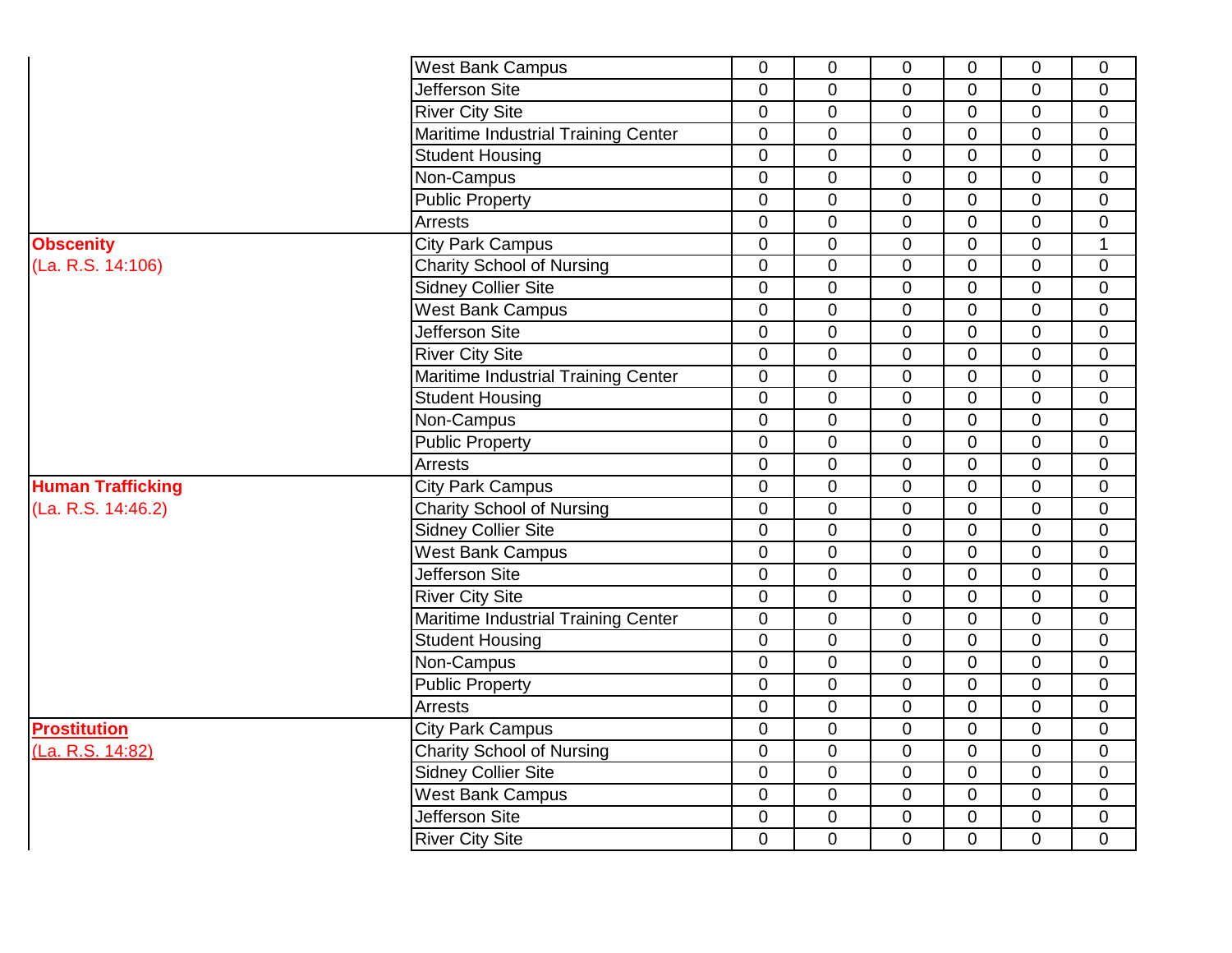| | | | | | | | |
|---|---|---|---|---|---|---|---|
| | West Bank Campus | 0 | 0 | 0 | 0 | 0 | 0 |
| | Jefferson Site | 0 | 0 | 0 | 0 | 0 | 0 |
| | River City Site | 0 | 0 | 0 | 0 | 0 | 0 |
| | Maritime Industrial Training Center | 0 | 0 | 0 | 0 | 0 | 0 |
| | Student Housing | 0 | 0 | 0 | 0 | 0 | 0 |
| | Non-Campus | 0 | 0 | 0 | 0 | 0 | 0 |
| | Public Property | 0 | 0 | 0 | 0 | 0 | 0 |
| | Arrests | 0 | 0 | 0 | 0 | 0 | 0 |
| **Obscenity** (La. R.S. 14:106) | City Park Campus | 0 | 0 | 0 | 0 | 0 | 1 |
| | Charity School of Nursing | 0 | 0 | 0 | 0 | 0 | 0 |
| | Sidney Collier Site | 0 | 0 | 0 | 0 | 0 | 0 |
| | West Bank Campus | 0 | 0 | 0 | 0 | 0 | 0 |
| | Jefferson Site | 0 | 0 | 0 | 0 | 0 | 0 |
| | River City Site | 0 | 0 | 0 | 0 | 0 | 0 |
| | Maritime Industrial Training Center | 0 | 0 | 0 | 0 | 0 | 0 |
| | Student Housing | 0 | 0 | 0 | 0 | 0 | 0 |
| | Non-Campus | 0 | 0 | 0 | 0 | 0 | 0 |
| | Public Property | 0 | 0 | 0 | 0 | 0 | 0 |
| | Arrests | 0 | 0 | 0 | 0 | 0 | 0 |
| **Human Trafficking** (La. R.S. 14:46.2) | City Park Campus | 0 | 0 | 0 | 0 | 0 | 0 |
| | Charity School of Nursing | 0 | 0 | 0 | 0 | 0 | 0 |
| | Sidney Collier Site | 0 | 0 | 0 | 0 | 0 | 0 |
| | West Bank Campus | 0 | 0 | 0 | 0 | 0 | 0 |
| | Jefferson Site | 0 | 0 | 0 | 0 | 0 | 0 |
| | River City Site | 0 | 0 | 0 | 0 | 0 | 0 |
| | Maritime Industrial Training Center | 0 | 0 | 0 | 0 | 0 | 0 |
| | Student Housing | 0 | 0 | 0 | 0 | 0 | 0 |
| | Non-Campus | 0 | 0 | 0 | 0 | 0 | 0 |
| | Public Property | 0 | 0 | 0 | 0 | 0 | 0 |
| | Arrests | 0 | 0 | 0 | 0 | 0 | 0 |
| **Prostitution** (La. R.S. 14:82) | City Park Campus | 0 | 0 | 0 | 0 | 0 | 0 |
| | Charity School of Nursing | 0 | 0 | 0 | 0 | 0 | 0 |
| | Sidney Collier Site | 0 | 0 | 0 | 0 | 0 | 0 |
| | West Bank Campus | 0 | 0 | 0 | 0 | 0 | 0 |
| | Jefferson Site | 0 | 0 | 0 | 0 | 0 | 0 |
| | River City Site | 0 | 0 | 0 | 0 | 0 | 0 |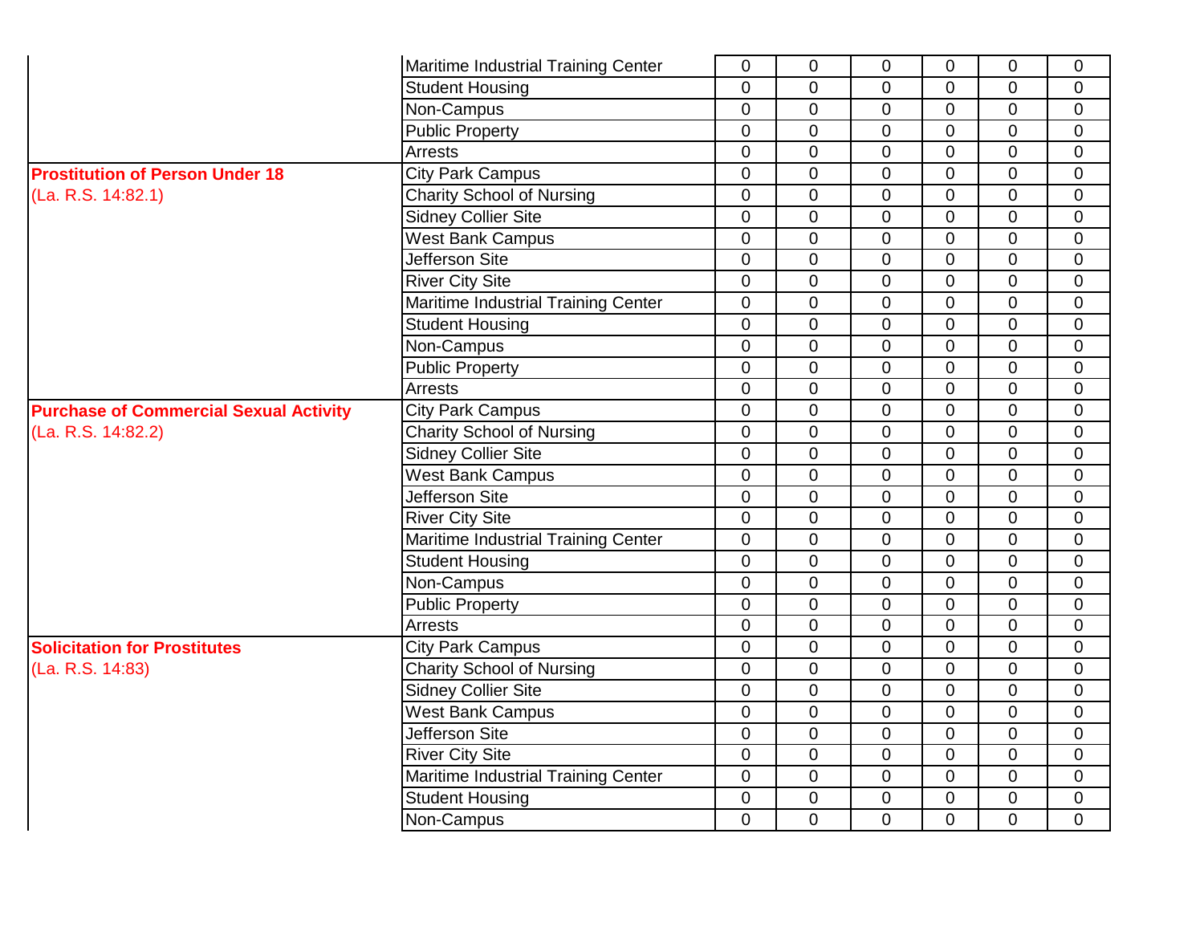| | | | | | | | |
|---|---|---|---|---|---|---|---|
| | Maritime Industrial Training Center | 0 | 0 | 0 | 0 | 0 | 0 |
| | Student Housing | 0 | 0 | 0 | 0 | 0 | 0 |
| | Non-Campus | 0 | 0 | 0 | 0 | 0 | 0 |
| | Public Property | 0 | 0 | 0 | 0 | 0 | 0 |
| | Arrests | 0 | 0 | 0 | 0 | 0 | 0 |
| **Prostitution of Person Under 18** (La. R.S. 14:82.1) | City Park Campus | 0 | 0 | 0 | 0 | 0 | 0 |
| | Charity School of Nursing | 0 | 0 | 0 | 0 | 0 | 0 |
| | Sidney Collier Site | 0 | 0 | 0 | 0 | 0 | 0 |
| | West Bank Campus | 0 | 0 | 0 | 0 | 0 | 0 |
| | Jefferson Site | 0 | 0 | 0 | 0 | 0 | 0 |
| | River City Site | 0 | 0 | 0 | 0 | 0 | 0 |
| | Maritime Industrial Training Center | 0 | 0 | 0 | 0 | 0 | 0 |
| | Student Housing | 0 | 0 | 0 | 0 | 0 | 0 |
| | Non-Campus | 0 | 0 | 0 | 0 | 0 | 0 |
| | Public Property | 0 | 0 | 0 | 0 | 0 | 0 |
| | Arrests | 0 | 0 | 0 | 0 | 0 | 0 |
| **Purchase of Commercial Sexual Activity** (La. R.S. 14:82.2) | City Park Campus | 0 | 0 | 0 | 0 | 0 | 0 |
| | Charity School of Nursing | 0 | 0 | 0 | 0 | 0 | 0 |
| | Sidney Collier Site | 0 | 0 | 0 | 0 | 0 | 0 |
| | West Bank Campus | 0 | 0 | 0 | 0 | 0 | 0 |
| | Jefferson Site | 0 | 0 | 0 | 0 | 0 | 0 |
| | River City Site | 0 | 0 | 0 | 0 | 0 | 0 |
| | Maritime Industrial Training Center | 0 | 0 | 0 | 0 | 0 | 0 |
| | Student Housing | 0 | 0 | 0 | 0 | 0 | 0 |
| | Non-Campus | 0 | 0 | 0 | 0 | 0 | 0 |
| | Public Property | 0 | 0 | 0 | 0 | 0 | 0 |
| | Arrests | 0 | 0 | 0 | 0 | 0 | 0 |
| **Solicitation for Prostitutes** (La. R.S. 14:83) | City Park Campus | 0 | 0 | 0 | 0 | 0 | 0 |
| | Charity School of Nursing | 0 | 0 | 0 | 0 | 0 | 0 |
| | Sidney Collier Site | 0 | 0 | 0 | 0 | 0 | 0 |
| | West Bank Campus | 0 | 0 | 0 | 0 | 0 | 0 |
| | Jefferson Site | 0 | 0 | 0 | 0 | 0 | 0 |
| | River City Site | 0 | 0 | 0 | 0 | 0 | 0 |
| | Maritime Industrial Training Center | 0 | 0 | 0 | 0 | 0 | 0 |
| | Student Housing | 0 | 0 | 0 | 0 | 0 | 0 |
| | Non-Campus | 0 | 0 | 0 | 0 | 0 | 0 |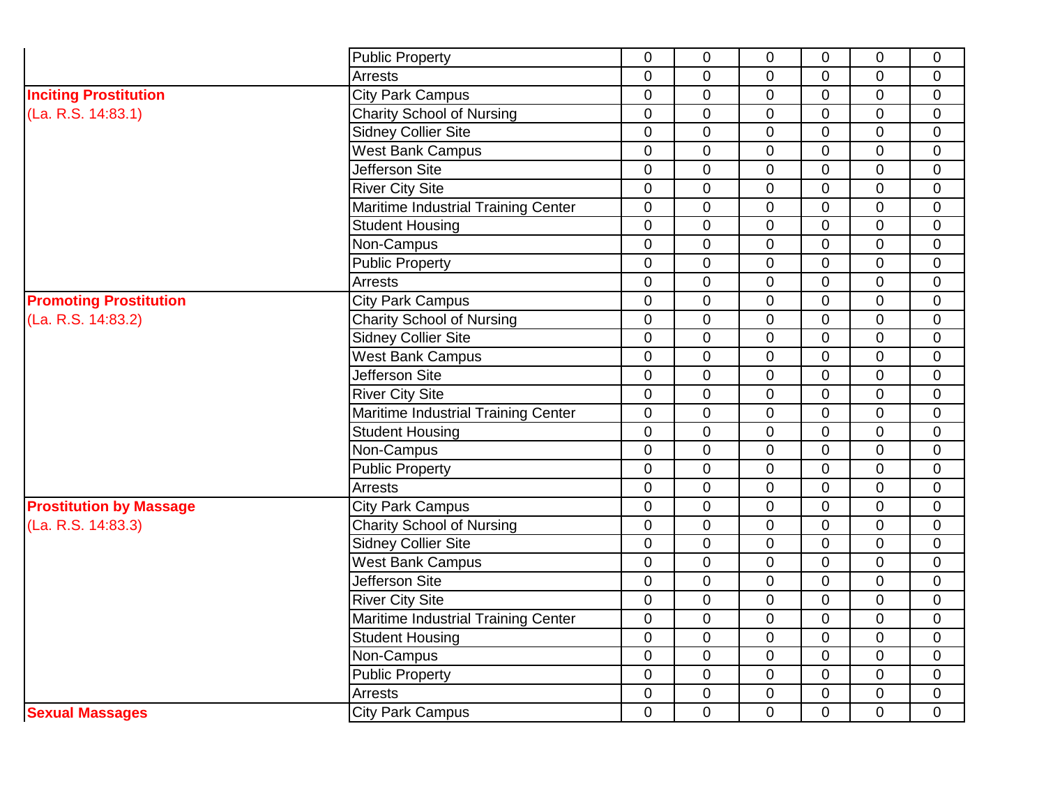| | | | | | | | |
|---|---|---|---|---|---|---|---|
| | Public Property | 0 | 0 | 0 | 0 | 0 | 0 |
| | Arrests | 0 | 0 | 0 | 0 | 0 | 0 |
| **Inciting Prostitution** | City Park Campus | 0 | 0 | 0 | 0 | 0 | 0 |
| (La. R.S. 14:83.1) | Charity School of Nursing | 0 | 0 | 0 | 0 | 0 | 0 |
| | Sidney Collier Site | 0 | 0 | 0 | 0 | 0 | 0 |
| | West Bank Campus | 0 | 0 | 0 | 0 | 0 | 0 |
| | Jefferson Site | 0 | 0 | 0 | 0 | 0 | 0 |
| | River City Site | 0 | 0 | 0 | 0 | 0 | 0 |
| | Maritime Industrial Training Center | 0 | 0 | 0 | 0 | 0 | 0 |
| | Student Housing | 0 | 0 | 0 | 0 | 0 | 0 |
| | Non-Campus | 0 | 0 | 0 | 0 | 0 | 0 |
| | Public Property | 0 | 0 | 0 | 0 | 0 | 0 |
| | Arrests | 0 | 0 | 0 | 0 | 0 | 0 |
| **Promoting Prostitution** | City Park Campus | 0 | 0 | 0 | 0 | 0 | 0 |
| (La. R.S. 14:83.2) | Charity School of Nursing | 0 | 0 | 0 | 0 | 0 | 0 |
| | Sidney Collier Site | 0 | 0 | 0 | 0 | 0 | 0 |
| | West Bank Campus | 0 | 0 | 0 | 0 | 0 | 0 |
| | Jefferson Site | 0 | 0 | 0 | 0 | 0 | 0 |
| | River City Site | 0 | 0 | 0 | 0 | 0 | 0 |
| | Maritime Industrial Training Center | 0 | 0 | 0 | 0 | 0 | 0 |
| | Student Housing | 0 | 0 | 0 | 0 | 0 | 0 |
| | Non-Campus | 0 | 0 | 0 | 0 | 0 | 0 |
| | Public Property | 0 | 0 | 0 | 0 | 0 | 0 |
| | Arrests | 0 | 0 | 0 | 0 | 0 | 0 |
| **Prostitution by Massage** | City Park Campus | 0 | 0 | 0 | 0 | 0 | 0 |
| (La. R.S. 14:83.3) | Charity School of Nursing | 0 | 0 | 0 | 0 | 0 | 0 |
| | Sidney Collier Site | 0 | 0 | 0 | 0 | 0 | 0 |
| | West Bank Campus | 0 | 0 | 0 | 0 | 0 | 0 |
| | Jefferson Site | 0 | 0 | 0 | 0 | 0 | 0 |
| | River City Site | 0 | 0 | 0 | 0 | 0 | 0 |
| | Maritime Industrial Training Center | 0 | 0 | 0 | 0 | 0 | 0 |
| | Student Housing | 0 | 0 | 0 | 0 | 0 | 0 |
| | Non-Campus | 0 | 0 | 0 | 0 | 0 | 0 |
| | Public Property | 0 | 0 | 0 | 0 | 0 | 0 |
| | Arrests | 0 | 0 | 0 | 0 | 0 | 0 |
| **Sexual Massages** | City Park Campus | 0 | 0 | 0 | 0 | 0 | 0 |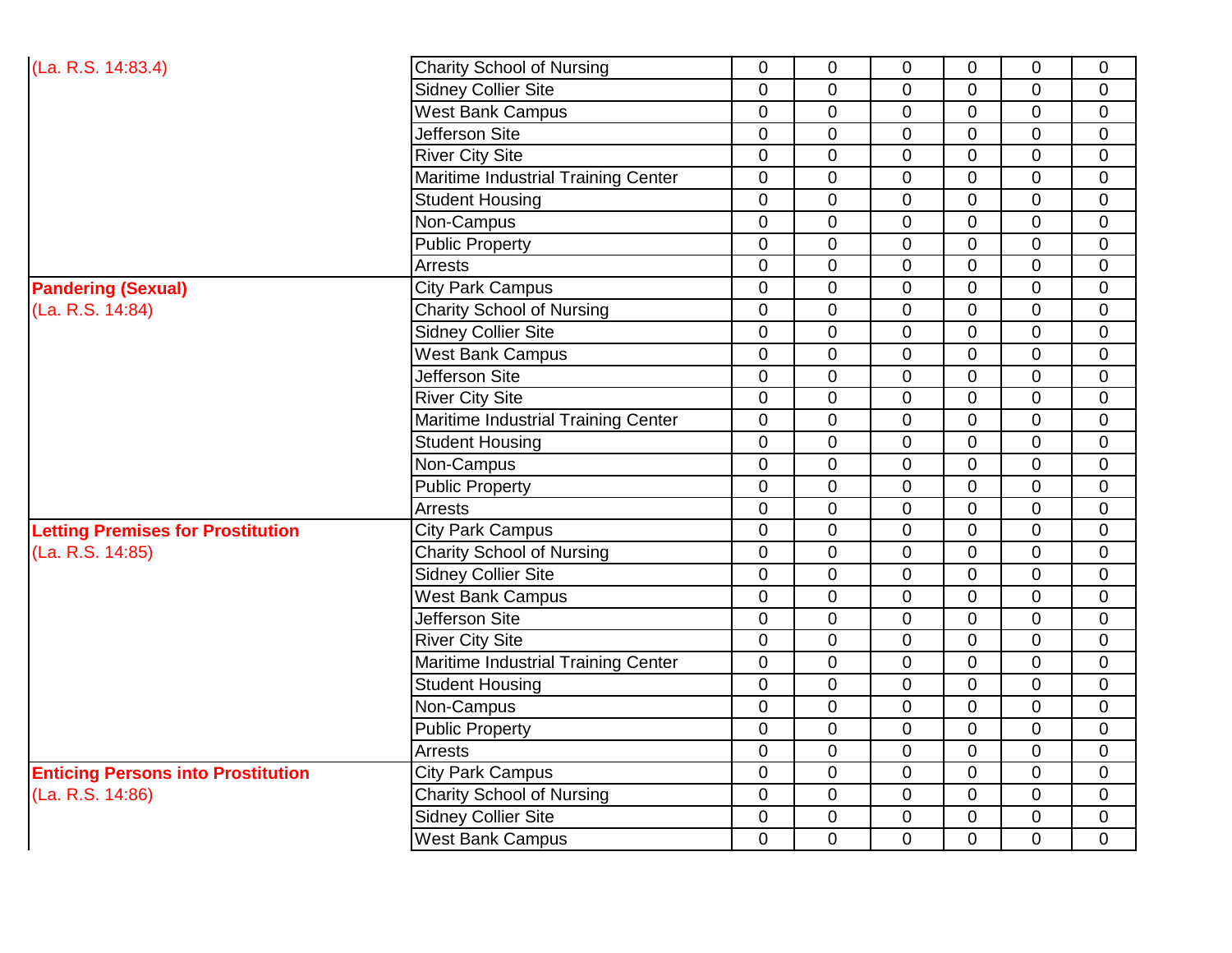| | | | | | | | |
|---|---|---|---|---|---|---|---|
| (La. R.S. 14:83.4) | Charity School of Nursing | 0 | 0 | 0 | 0 | 0 | 0 |
| | Sidney Collier Site | 0 | 0 | 0 | 0 | 0 | 0 |
| | West Bank Campus | 0 | 0 | 0 | 0 | 0 | 0 |
| | Jefferson Site | 0 | 0 | 0 | 0 | 0 | 0 |
| | River City Site | 0 | 0 | 0 | 0 | 0 | 0 |
| | Maritime Industrial Training Center | 0 | 0 | 0 | 0 | 0 | 0 |
| | Student Housing | 0 | 0 | 0 | 0 | 0 | 0 |
| | Non-Campus | 0 | 0 | 0 | 0 | 0 | 0 |
| | Public Property | 0 | 0 | 0 | 0 | 0 | 0 |
| | Arrests | 0 | 0 | 0 | 0 | 0 | 0 |
| **Pandering (Sexual)** | City Park Campus | 0 | 0 | 0 | 0 | 0 | 0 |
| (La. R.S. 14:84) | Charity School of Nursing | 0 | 0 | 0 | 0 | 0 | 0 |
| | Sidney Collier Site | 0 | 0 | 0 | 0 | 0 | 0 |
| | West Bank Campus | 0 | 0 | 0 | 0 | 0 | 0 |
| | Jefferson Site | 0 | 0 | 0 | 0 | 0 | 0 |
| | River City Site | 0 | 0 | 0 | 0 | 0 | 0 |
| | Maritime Industrial Training Center | 0 | 0 | 0 | 0 | 0 | 0 |
| | Student Housing | 0 | 0 | 0 | 0 | 0 | 0 |
| | Non-Campus | 0 | 0 | 0 | 0 | 0 | 0 |
| | Public Property | 0 | 0 | 0 | 0 | 0 | 0 |
| | Arrests | 0 | 0 | 0 | 0 | 0 | 0 |
| **Letting Premises for Prostitution** | City Park Campus | 0 | 0 | 0 | 0 | 0 | 0 |
| (La. R.S. 14:85) | Charity School of Nursing | 0 | 0 | 0 | 0 | 0 | 0 |
| | Sidney Collier Site | 0 | 0 | 0 | 0 | 0 | 0 |
| | West Bank Campus | 0 | 0 | 0 | 0 | 0 | 0 |
| | Jefferson Site | 0 | 0 | 0 | 0 | 0 | 0 |
| | River City Site | 0 | 0 | 0 | 0 | 0 | 0 |
| | Maritime Industrial Training Center | 0 | 0 | 0 | 0 | 0 | 0 |
| | Student Housing | 0 | 0 | 0 | 0 | 0 | 0 |
| | Non-Campus | 0 | 0 | 0 | 0 | 0 | 0 |
| | Public Property | 0 | 0 | 0 | 0 | 0 | 0 |
| | Arrests | 0 | 0 | 0 | 0 | 0 | 0 |
| **Enticing Persons into Prostitution** | City Park Campus | 0 | 0 | 0 | 0 | 0 | 0 |
| (La. R.S. 14:86) | Charity School of Nursing | 0 | 0 | 0 | 0 | 0 | 0 |
| | Sidney Collier Site | 0 | 0 | 0 | 0 | 0 | 0 |
| | West Bank Campus | 0 | 0 | 0 | 0 | 0 | 0 |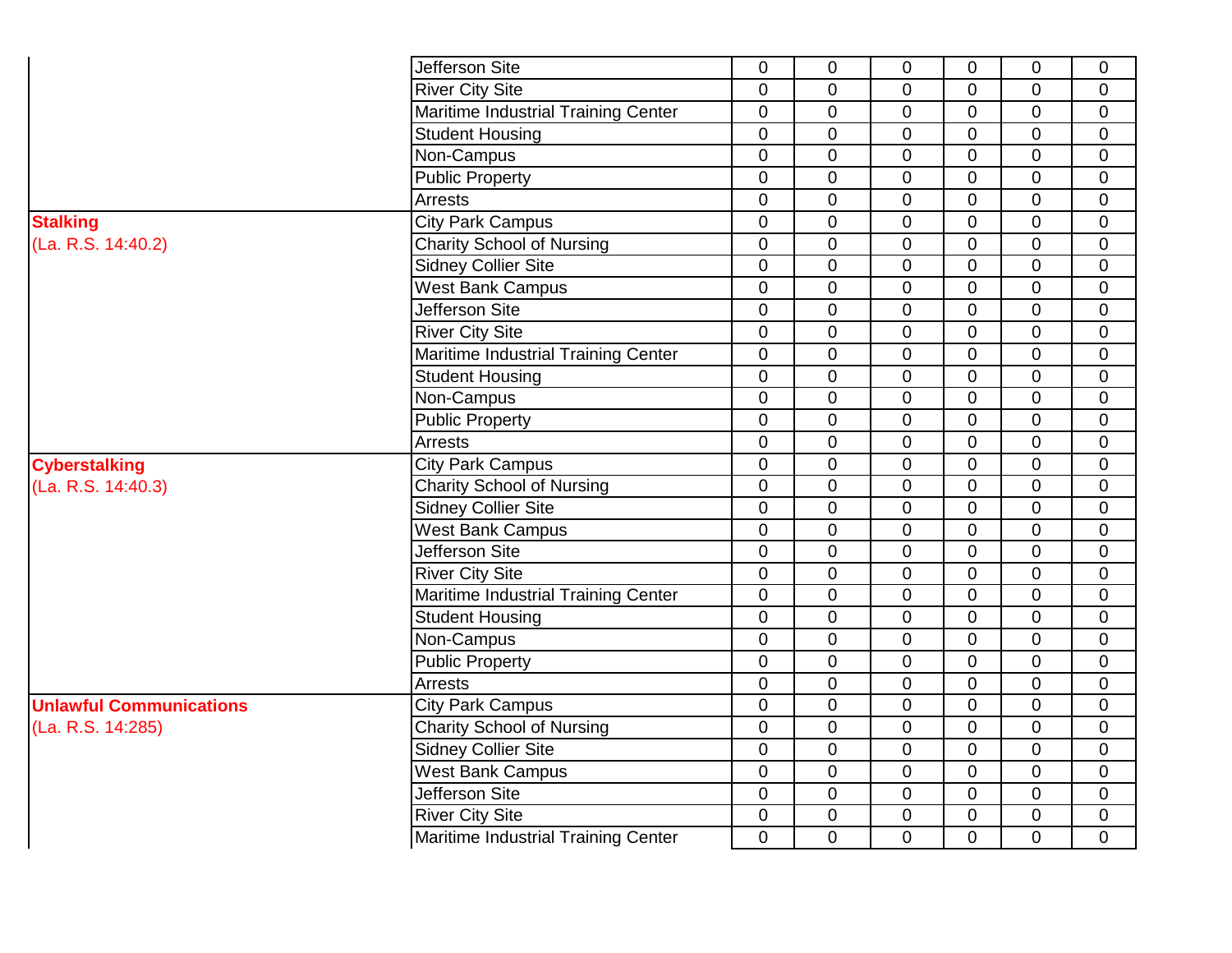| | | | | | | | |
|---|---|---|---|---|---|---|---|
| | Jefferson Site | 0 | 0 | 0 | 0 | 0 | 0 |
| | River City Site | 0 | 0 | 0 | 0 | 0 | 0 |
| | Maritime Industrial Training Center | 0 | 0 | 0 | 0 | 0 | 0 |
| | Student Housing | 0 | 0 | 0 | 0 | 0 | 0 |
| | Non-Campus | 0 | 0 | 0 | 0 | 0 | 0 |
| | Public Property | 0 | 0 | 0 | 0 | 0 | 0 |
| | Arrests | 0 | 0 | 0 | 0 | 0 | 0 |
| **Stalking** (La. R.S. 14:40.2) | City Park Campus | 0 | 0 | 0 | 0 | 0 | 0 |
| | Charity School of Nursing | 0 | 0 | 0 | 0 | 0 | 0 |
| | Sidney Collier Site | 0 | 0 | 0 | 0 | 0 | 0 |
| | West Bank Campus | 0 | 0 | 0 | 0 | 0 | 0 |
| | Jefferson Site | 0 | 0 | 0 | 0 | 0 | 0 |
| | River City Site | 0 | 0 | 0 | 0 | 0 | 0 |
| | Maritime Industrial Training Center | 0 | 0 | 0 | 0 | 0 | 0 |
| | Student Housing | 0 | 0 | 0 | 0 | 0 | 0 |
| | Non-Campus | 0 | 0 | 0 | 0 | 0 | 0 |
| | Public Property | 0 | 0 | 0 | 0 | 0 | 0 |
| | Arrests | 0 | 0 | 0 | 0 | 0 | 0 |
| **Cyberstalking** (La. R.S. 14:40.3) | City Park Campus | 0 | 0 | 0 | 0 | 0 | 0 |
| | Charity School of Nursing | 0 | 0 | 0 | 0 | 0 | 0 |
| | Sidney Collier Site | 0 | 0 | 0 | 0 | 0 | 0 |
| | West Bank Campus | 0 | 0 | 0 | 0 | 0 | 0 |
| | Jefferson Site | 0 | 0 | 0 | 0 | 0 | 0 |
| | River City Site | 0 | 0 | 0 | 0 | 0 | 0 |
| | Maritime Industrial Training Center | 0 | 0 | 0 | 0 | 0 | 0 |
| | Student Housing | 0 | 0 | 0 | 0 | 0 | 0 |
| | Non-Campus | 0 | 0 | 0 | 0 | 0 | 0 |
| | Public Property | 0 | 0 | 0 | 0 | 0 | 0 |
| | Arrests | 0 | 0 | 0 | 0 | 0 | 0 |
| **Unlawful Communications** (La. R.S. 14:285) | City Park Campus | 0 | 0 | 0 | 0 | 0 | 0 |
| | Charity School of Nursing | 0 | 0 | 0 | 0 | 0 | 0 |
| | Sidney Collier Site | 0 | 0 | 0 | 0 | 0 | 0 |
| | West Bank Campus | 0 | 0 | 0 | 0 | 0 | 0 |
| | Jefferson Site | 0 | 0 | 0 | 0 | 0 | 0 |
| | River City Site | 0 | 0 | 0 | 0 | 0 | 0 |
| | Maritime Industrial Training Center | 0 | 0 | 0 | 0 | 0 | 0 |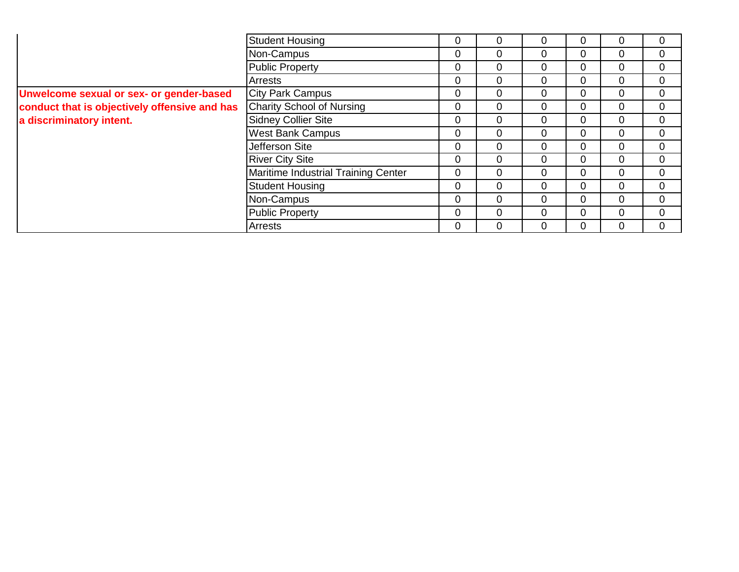| | | | | | | | |
|---|---|---|---|---|---|---|---|
| | Student Housing | 0 | 0 | 0 | 0 | 0 | 0 |
| | Non-Campus | 0 | 0 | 0 | 0 | 0 | 0 |
| | Public Property | 0 | 0 | 0 | 0 | 0 | 0 |
| | Arrests | 0 | 0 | 0 | 0 | 0 | 0 |
| **Unwelcome sexual or sex- or gender-based conduct that is objectively offensive and has a discriminatory intent.** | City Park Campus | 0 | 0 | 0 | 0 | 0 | 0 |
| | Charity School of Nursing | 0 | 0 | 0 | 0 | 0 | 0 |
| | Sidney Collier Site | 0 | 0 | 0 | 0 | 0 | 0 |
| | West Bank Campus | 0 | 0 | 0 | 0 | 0 | 0 |
| | Jefferson Site | 0 | 0 | 0 | 0 | 0 | 0 |
| | River City Site | 0 | 0 | 0 | 0 | 0 | 0 |
| | Maritime Industrial Training Center | 0 | 0 | 0 | 0 | 0 | 0 |
| | Student Housing | 0 | 0 | 0 | 0 | 0 | 0 |
| | Non-Campus | 0 | 0 | 0 | 0 | 0 | 0 |
| | Public Property | 0 | 0 | 0 | 0 | 0 | 0 |
| | Arrests | 0 | 0 | 0 | 0 | 0 | 0 |